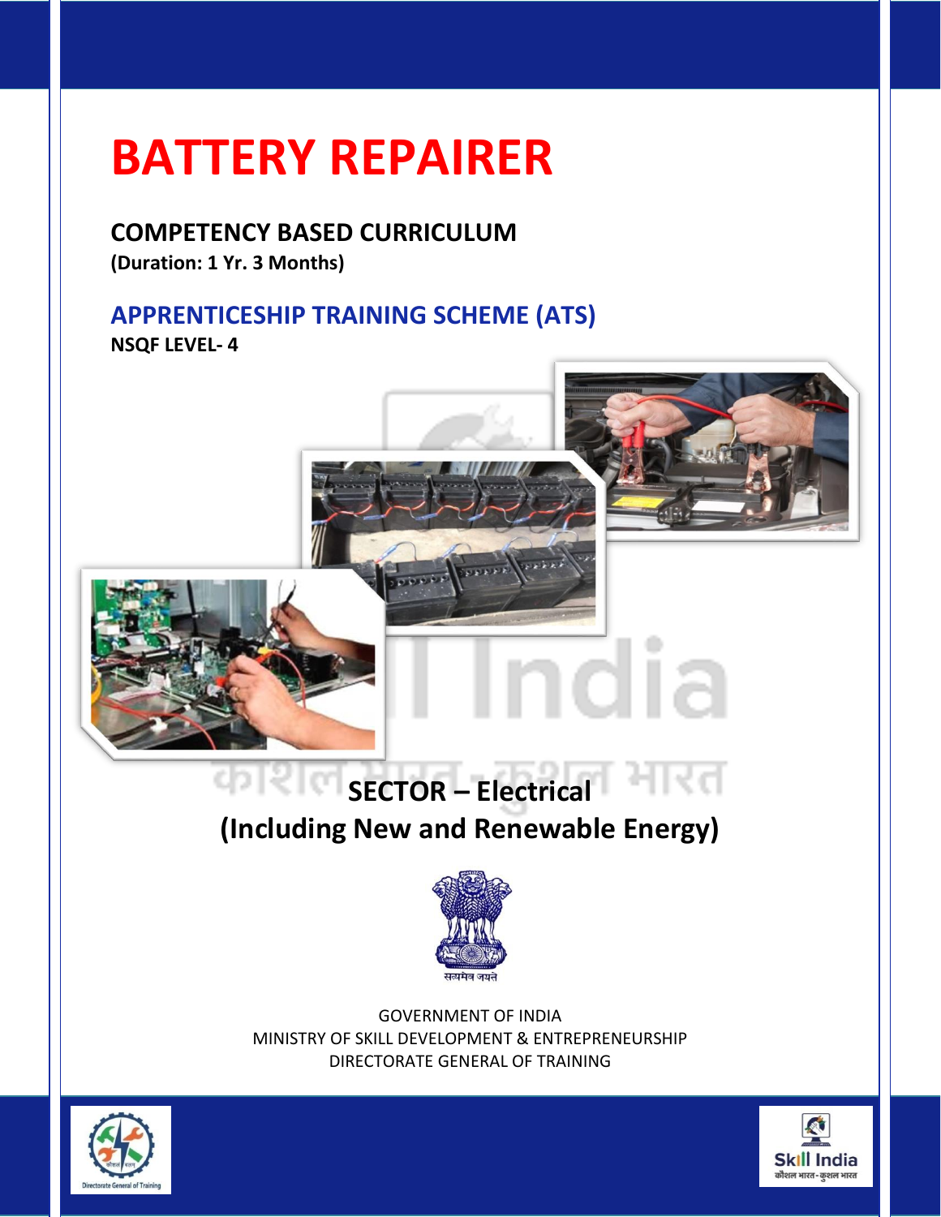# BATTERY REPAIRER

**COMPETENCY BASED CURRICULUM**

**(Duration: 1 Yr. 3 Months)**

## APPRENTICESHIP TRAINING SCHEME (ATS)

**NSQF LEVEL- 4**

**SECTOR – Electrical**
**(Including New and Renewable Energy)**

GOVERNMENT OF INDIA
MINISTRY OF SKILL DEVELOPMENT & ENTREPRENEURSHIP
DIRECTORATE GENERAL OF TRAINING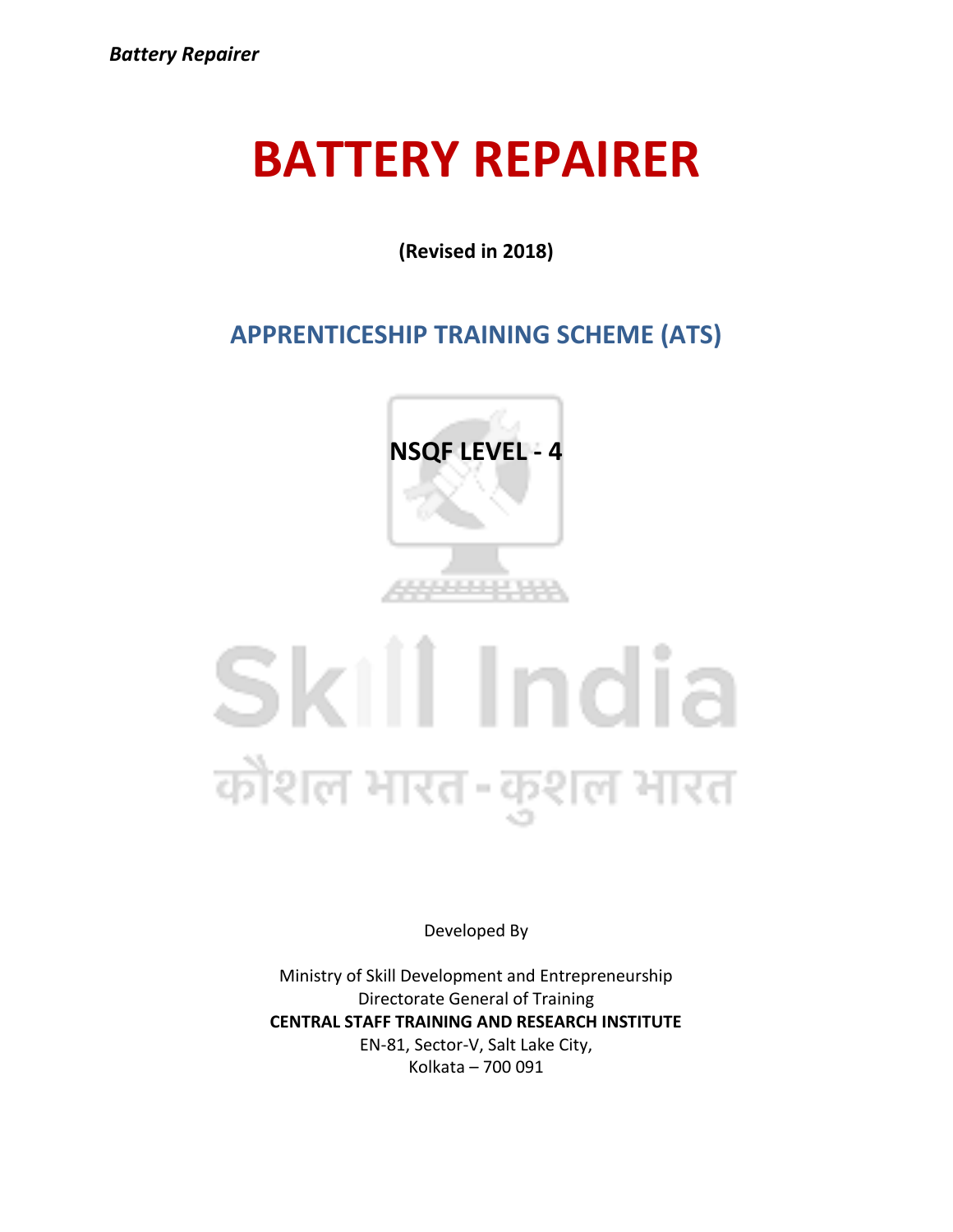# BATTERY REPAIRER

**(Revised in 2018)**

## APPRENTICESHIP TRAINING SCHEME (ATS)

**NSQF LEVEL - 4**

Developed By

Ministry of Skill Development and Entrepreneurship
Directorate General of Training
**CENTRAL STAFF TRAINING AND RESEARCH INSTITUTE**
EN-81, Sector-V, Salt Lake City,
Kolkata – 700 091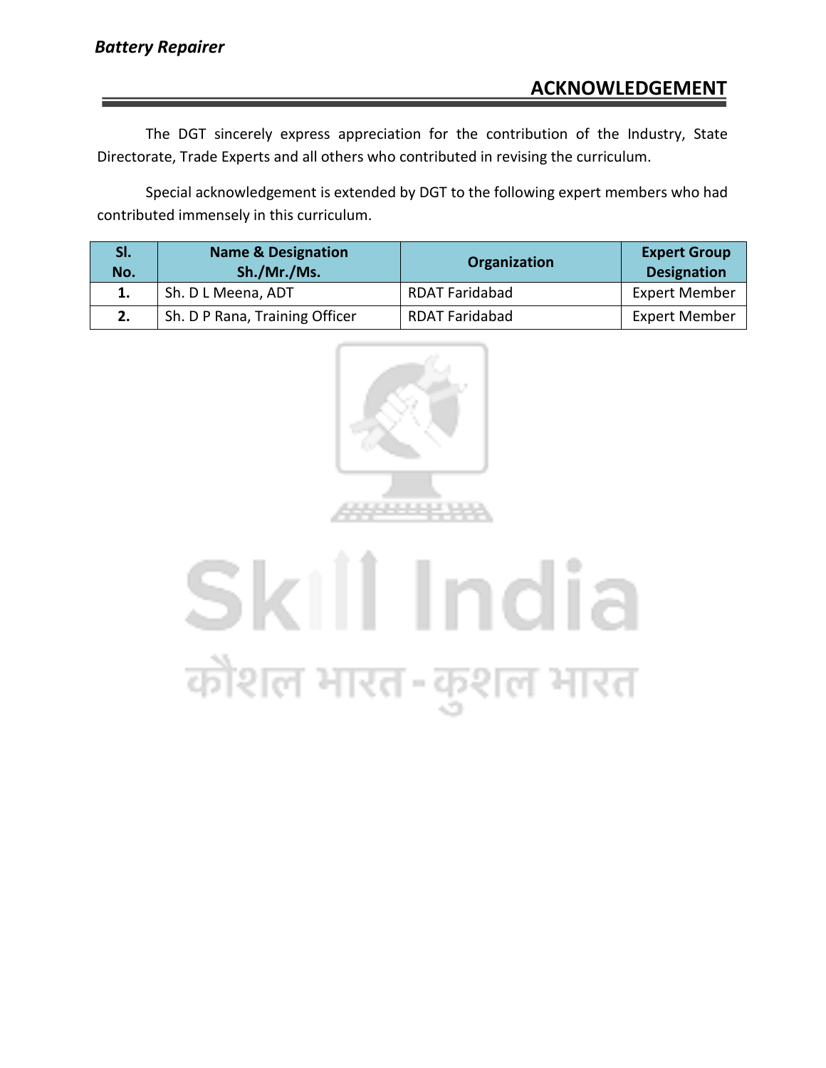## ACKNOWLEDGEMENT

The DGT sincerely express appreciation for the contribution of the Industry, State Directorate, Trade Experts and all others who contributed in revising the curriculum.

Special acknowledgement is extended by DGT to the following expert members who had contributed immensely in this curriculum.

| Sl. No. | Name & Designation Sh./Mr./Ms. | Organization | Expert Group Designation |
|---|---|---|---|
| 1. | Sh. D L Meena, ADT | RDAT Faridabad | Expert Member |
| 2. | Sh. D P Rana, Training Officer | RDAT Faridabad | Expert Member |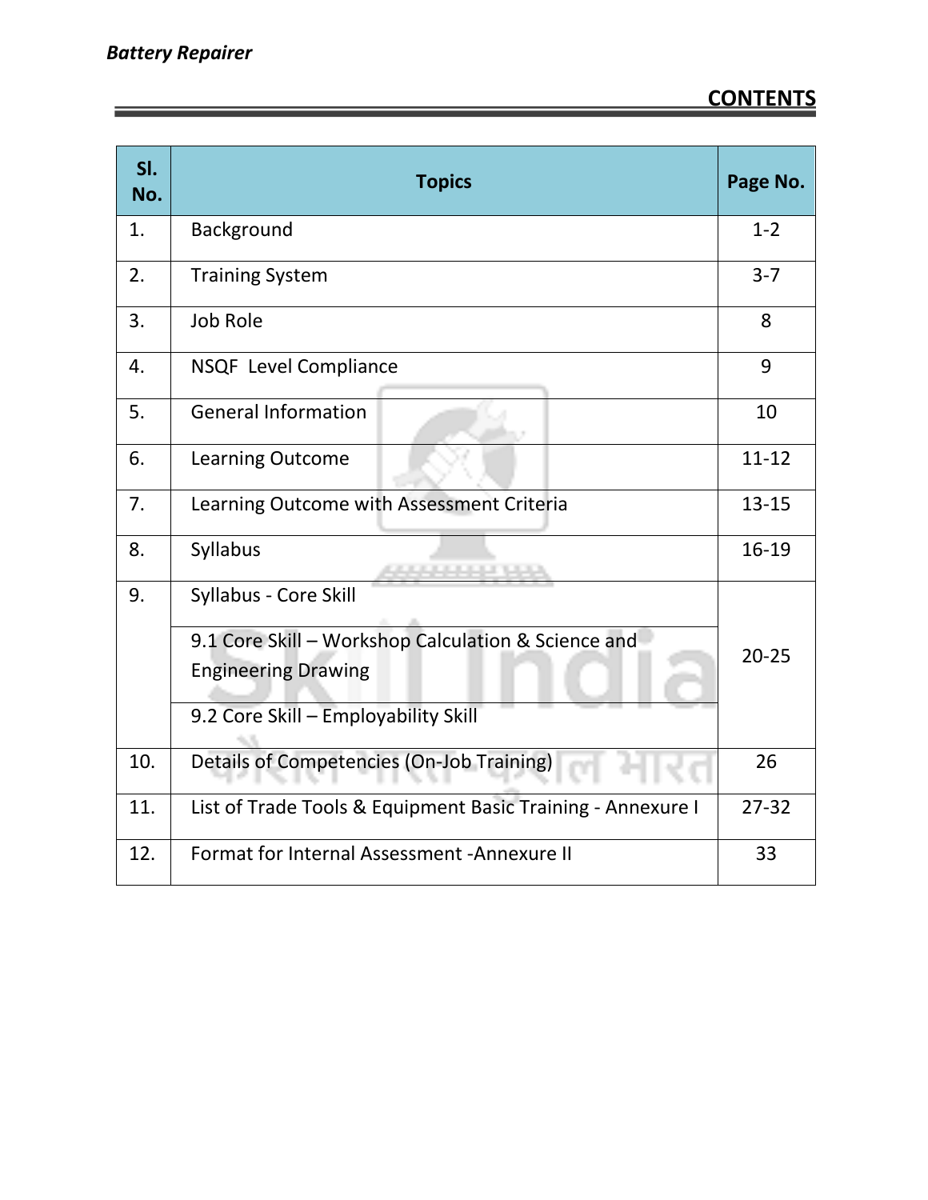## CONTENTS

| Sl. No. | Topics | Page No. |
|---|---|---|
| 1. | Background | 1-2 |
| 2. | Training System | 3-7 |
| 3. | Job Role | 8 |
| 4. | NSQF Level Compliance | 9 |
| 5. | General Information | 10 |
| 6. | Learning Outcome | 11-12 |
| 7. | Learning Outcome with Assessment Criteria | 13-15 |
| 8. | Syllabus | 16-19 |
| 9. | Syllabus - Core Skill | 20-25 |
| | 9.1 Core Skill – Workshop Calculation & Science and Engineering Drawing | |
| | 9.2 Core Skill – Employability Skill | |
| 10. | Details of Competencies (On-Job Training) | 26 |
| 11. | List of Trade Tools & Equipment Basic Training - Annexure I | 27-32 |
| 12. | Format for Internal Assessment -Annexure II | 33 |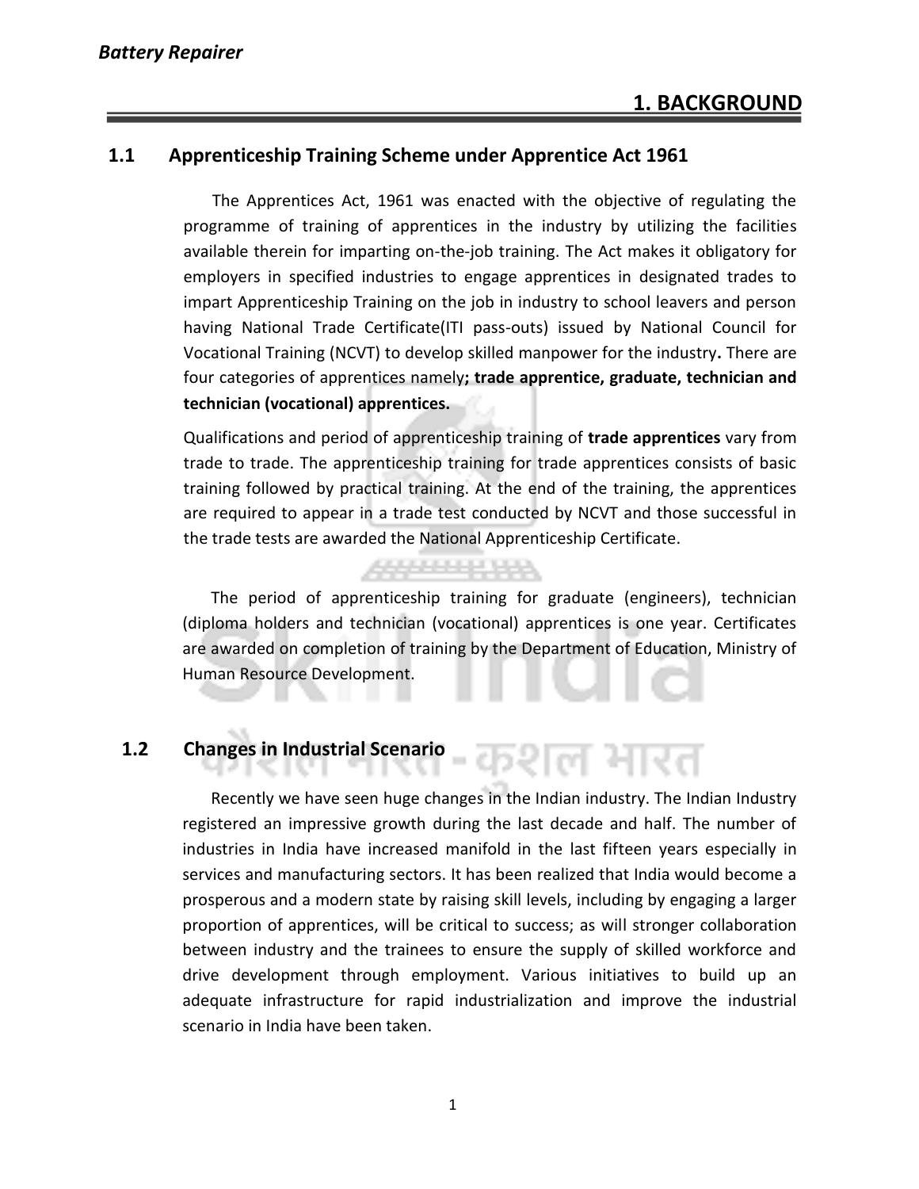# 1. BACKGROUND

## 1.1 Apprenticeship Training Scheme under Apprentice Act 1961

The Apprentices Act, 1961 was enacted with the objective of regulating the programme of training of apprentices in the industry by utilizing the facilities available therein for imparting on-the-job training. The Act makes it obligatory for employers in specified industries to engage apprentices in designated trades to impart Apprenticeship Training on the job in industry to school leavers and person having National Trade Certificate(ITI pass-outs) issued by National Council for Vocational Training (NCVT) to develop skilled manpower for the industry**.** There are four categories of apprentices namely**; trade apprentice, graduate, technician and technician (vocational) apprentices.**

Qualifications and period of apprenticeship training of **trade apprentices** vary from trade to trade. The apprenticeship training for trade apprentices consists of basic training followed by practical training. At the end of the training, the apprentices are required to appear in a trade test conducted by NCVT and those successful in the trade tests are awarded the National Apprenticeship Certificate.

The period of apprenticeship training for graduate (engineers), technician (diploma holders and technician (vocational) apprentices is one year. Certificates are awarded on completion of training by the Department of Education, Ministry of Human Resource Development.

## 1.2 Changes in Industrial Scenario

Recently we have seen huge changes in the Indian industry. The Indian Industry registered an impressive growth during the last decade and half. The number of industries in India have increased manifold in the last fifteen years especially in services and manufacturing sectors. It has been realized that India would become a prosperous and a modern state by raising skill levels, including by engaging a larger proportion of apprentices, will be critical to success; as will stronger collaboration between industry and the trainees to ensure the supply of skilled workforce and drive development through employment. Various initiatives to build up an adequate infrastructure for rapid industrialization and improve the industrial scenario in India have been taken.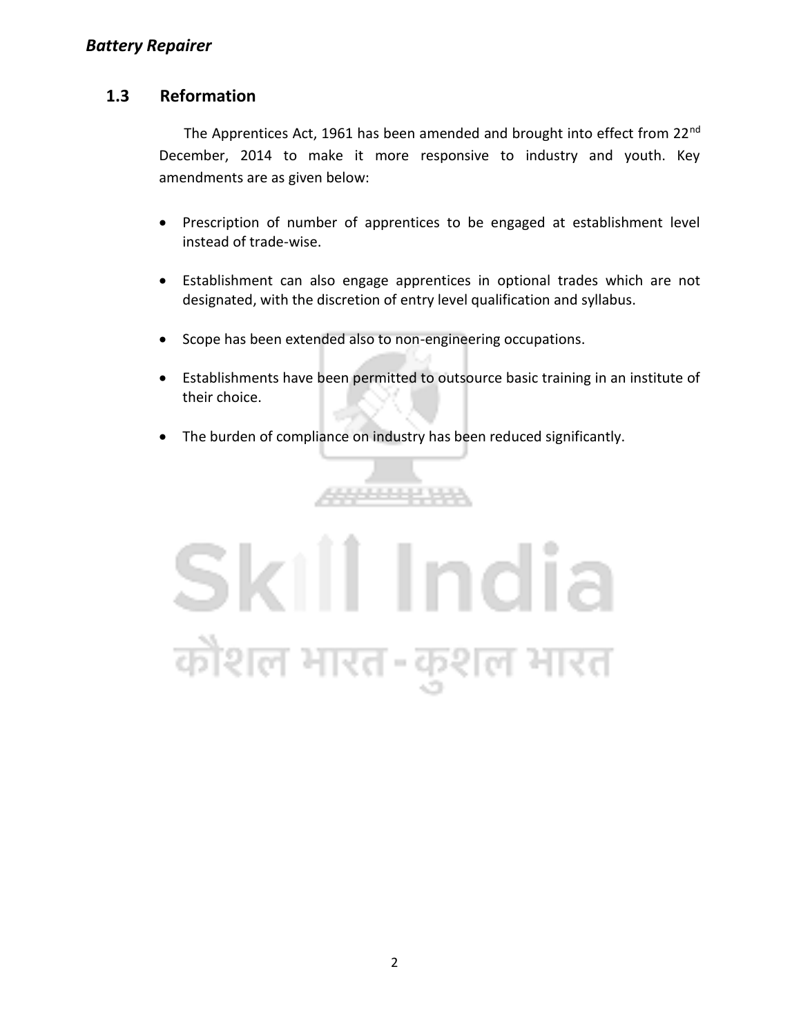## 1.3 Reformation

The Apprentices Act, 1961 has been amended and brought into effect from 22nd December, 2014 to make it more responsive to industry and youth. Key amendments are as given below:

- Prescription of number of apprentices to be engaged at establishment level instead of trade-wise.
- Establishment can also engage apprentices in optional trades which are not designated, with the discretion of entry level qualification and syllabus.
- Scope has been extended also to non-engineering occupations.
- Establishments have been permitted to outsource basic training in an institute of their choice.
- The burden of compliance on industry has been reduced significantly.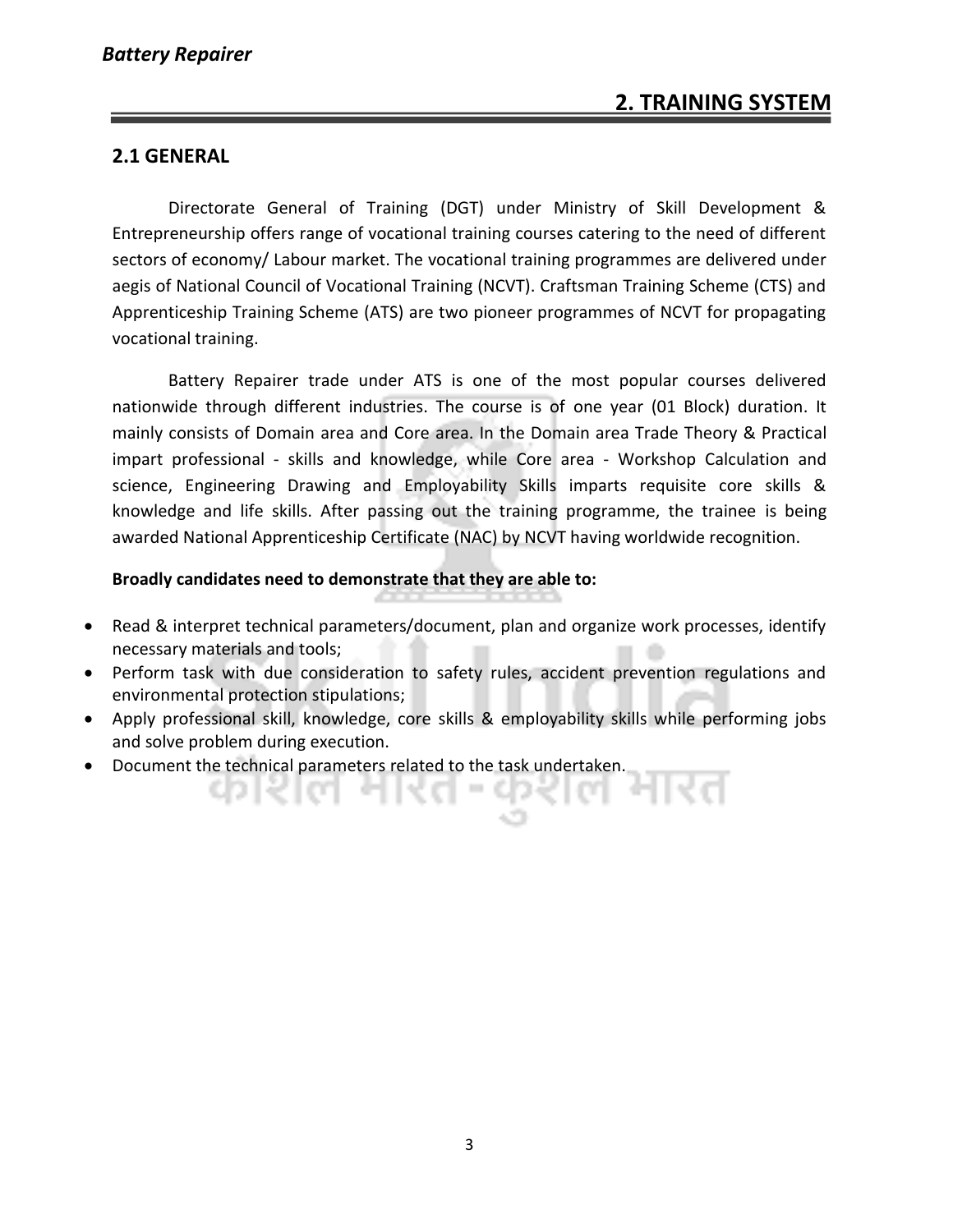## 2. TRAINING SYSTEM

### 2.1 GENERAL

Directorate General of Training (DGT) under Ministry of Skill Development & Entrepreneurship offers range of vocational training courses catering to the need of different sectors of economy/ Labour market. The vocational training programmes are delivered under aegis of National Council of Vocational Training (NCVT). Craftsman Training Scheme (CTS) and Apprenticeship Training Scheme (ATS) are two pioneer programmes of NCVT for propagating vocational training.

Battery Repairer trade under ATS is one of the most popular courses delivered nationwide through different industries. The course is of one year (01 Block) duration. It mainly consists of Domain area and Core area. In the Domain area Trade Theory & Practical impart professional - skills and knowledge, while Core area - Workshop Calculation and science, Engineering Drawing and Employability Skills imparts requisite core skills & knowledge and life skills. After passing out the training programme, the trainee is being awarded National Apprenticeship Certificate (NAC) by NCVT having worldwide recognition.

**Broadly candidates need to demonstrate that they are able to:**

- Read & interpret technical parameters/document, plan and organize work processes, identify necessary materials and tools;
- Perform task with due consideration to safety rules, accident prevention regulations and environmental protection stipulations;
- Apply professional skill, knowledge, core skills & employability skills while performing jobs and solve problem during execution.
- Document the technical parameters related to the task undertaken.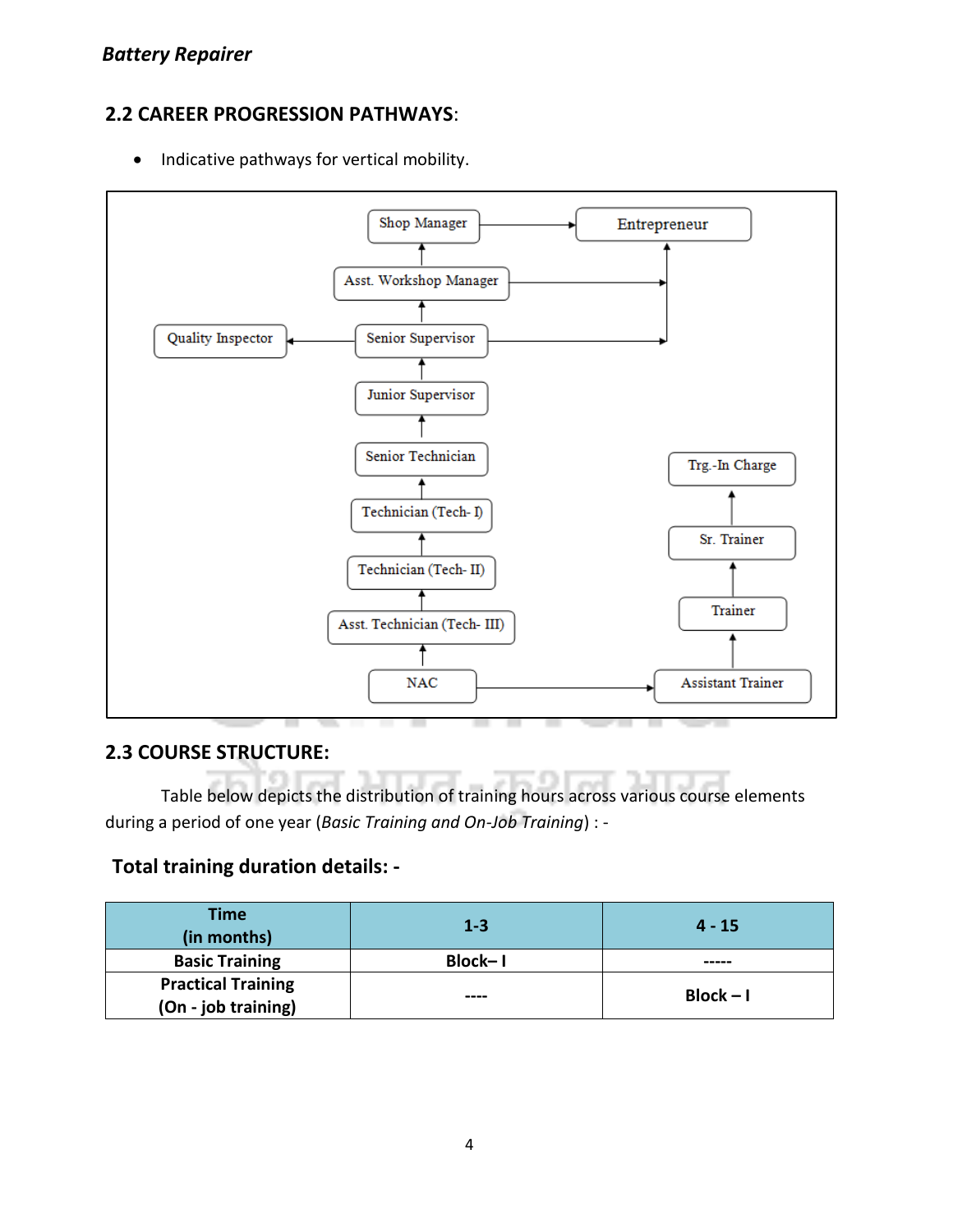## 2.2 CAREER PROGRESSION PATHWAYS:

- Indicative pathways for vertical mobility.

Shop Manager → Entrepreneur
Asst. Workshop Manager → Shop Manager; Asst. Workshop Manager → Entrepreneur
Senior Supervisor → Asst. Workshop Manager; Senior Supervisor → Entrepreneur; Senior Supervisor → Quality Inspector
Junior Supervisor → Senior Supervisor
Senior Technician → Junior Supervisor
Technician (Tech- I) → Senior Technician
Technician (Tech- II) → Technician (Tech- I)
Asst. Technician (Tech- III) → Technician (Tech- II)
NAC → Asst. Technician (Tech- III); NAC → Assistant Trainer
Assistant Trainer → Trainer → Sr. Trainer → Trg.-In Charge

## 2.3 COURSE STRUCTURE:

Table below depicts the distribution of training hours across various course elements during a period of one year (*Basic Training and On-Job Training*) : -

### Total training duration details: -

| Time (in months) | 1-3 | 4 - 15 |
|---|---|---|
| Basic Training | Block– I | ----- |
| Practical Training (On - job training) | ---- | Block – I |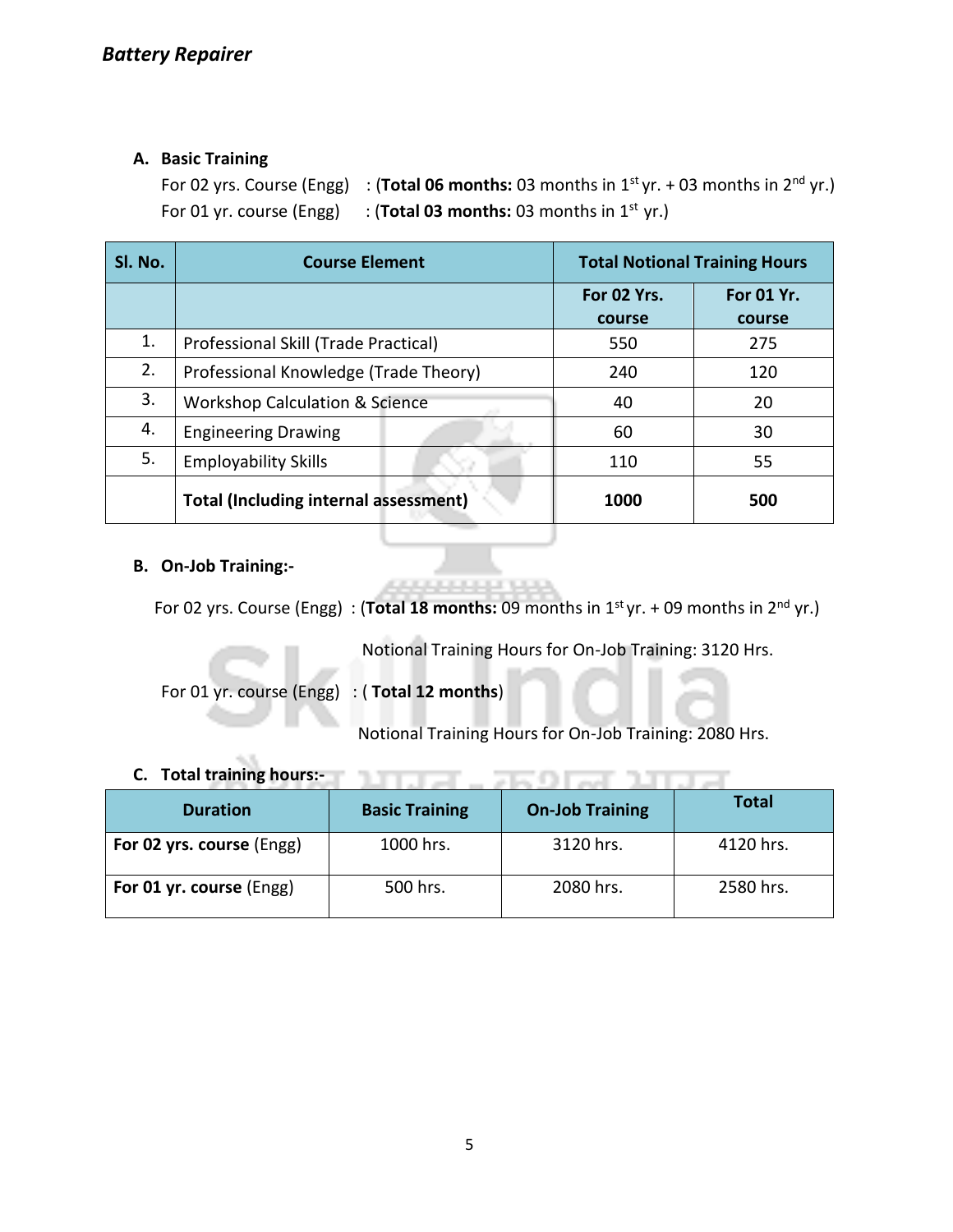**A. Basic Training**

For 02 yrs. Course (Engg) : (**Total 06 months:** 03 months in 1st yr. + 03 months in 2nd yr.)

For 01 yr. course (Engg) : (**Total 03 months:** 03 months in 1st yr.)

| Sl. No. | Course Element | Total Notional Training Hours | |
|---|---|---|---|
| | | **For 02 Yrs. course** | **For 01 Yr. course** |
| 1. | Professional Skill (Trade Practical) | 550 | 275 |
| 2. | Professional Knowledge (Trade Theory) | 240 | 120 |
| 3. | Workshop Calculation & Science | 40 | 20 |
| 4. | Engineering Drawing | 60 | 30 |
| 5. | Employability Skills | 110 | 55 |
| | **Total (Including internal assessment)** | **1000** | **500** |

**B. On-Job Training:-**

For 02 yrs. Course (Engg) : (**Total 18 months:** 09 months in 1st yr. + 09 months in 2nd yr.)

Notional Training Hours for On-Job Training: 3120 Hrs.

For 01 yr. course (Engg) : ( **Total 12 months**)

Notional Training Hours for On-Job Training: 2080 Hrs.

**C. Total training hours:-**

| Duration | Basic Training | On-Job Training | Total |
|---|---|---|---|
| **For 02 yrs. course** (Engg) | 1000 hrs. | 3120 hrs. | 4120 hrs. |
| **For 01 yr. course** (Engg) | 500 hrs. | 2080 hrs. | 2580 hrs. |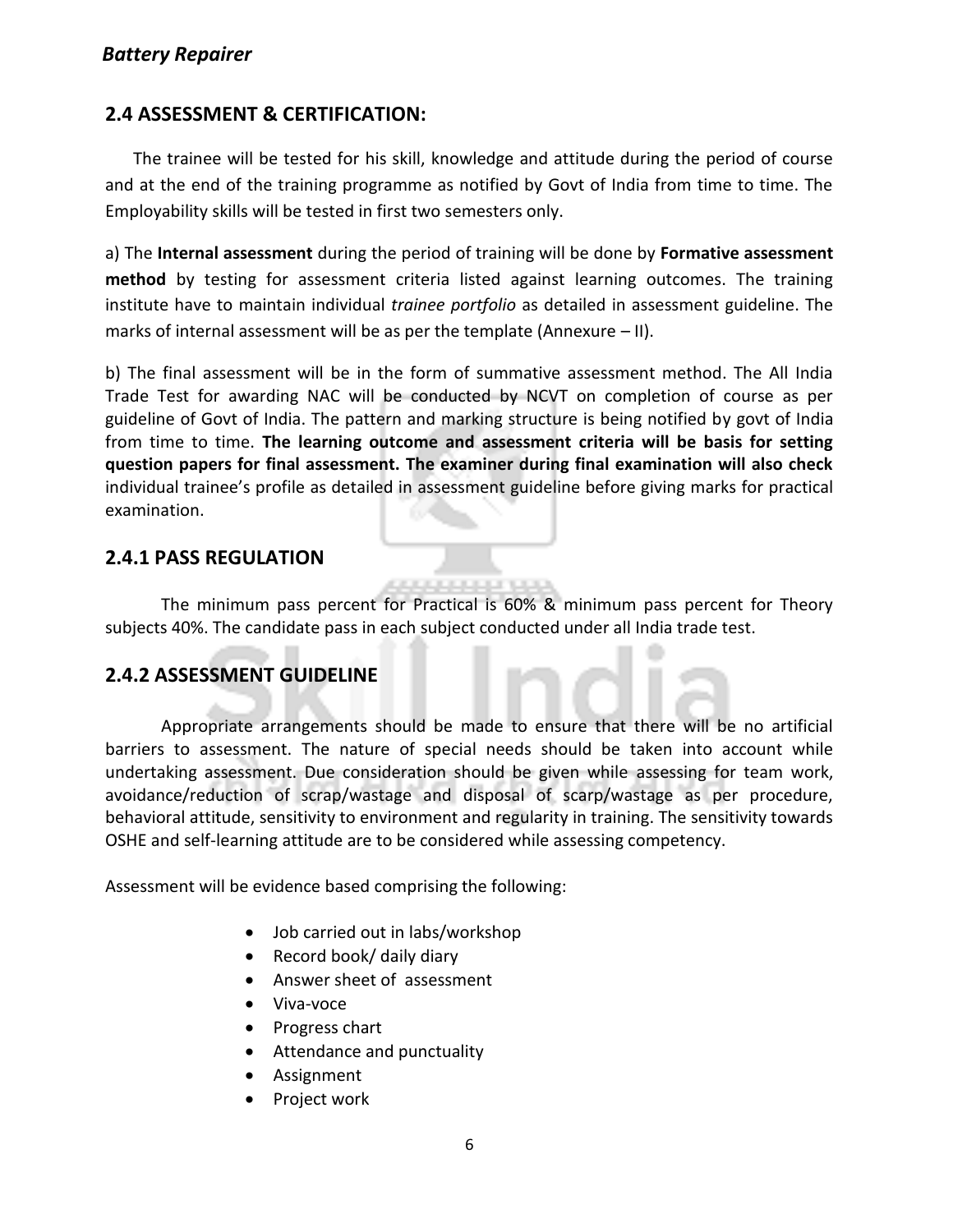## 2.4 ASSESSMENT & CERTIFICATION:

The trainee will be tested for his skill, knowledge and attitude during the period of course and at the end of the training programme as notified by Govt of India from time to time. The Employability skills will be tested in first two semesters only.

a) The **Internal assessment** during the period of training will be done by **Formative assessment method** by testing for assessment criteria listed against learning outcomes. The training institute have to maintain individual *trainee portfolio* as detailed in assessment guideline. The marks of internal assessment will be as per the template (Annexure – II).

b) The final assessment will be in the form of summative assessment method. The All India Trade Test for awarding NAC will be conducted by NCVT on completion of course as per guideline of Govt of India. The pattern and marking structure is being notified by govt of India from time to time. **The learning outcome and assessment criteria will be basis for setting question papers for final assessment. The examiner during final examination will also check** individual trainee's profile as detailed in assessment guideline before giving marks for practical examination.

### 2.4.1 PASS REGULATION

The minimum pass percent for Practical is 60% & minimum pass percent for Theory subjects 40%. The candidate pass in each subject conducted under all India trade test.

### 2.4.2 ASSESSMENT GUIDELINE

Appropriate arrangements should be made to ensure that there will be no artificial barriers to assessment. The nature of special needs should be taken into account while undertaking assessment. Due consideration should be given while assessing for team work, avoidance/reduction of scrap/wastage and disposal of scarp/wastage as per procedure, behavioral attitude, sensitivity to environment and regularity in training. The sensitivity towards OSHE and self-learning attitude are to be considered while assessing competency.

Assessment will be evidence based comprising the following:

- Job carried out in labs/workshop
- Record book/ daily diary
- Answer sheet of assessment
- Viva-voce
- Progress chart
- Attendance and punctuality
- Assignment
- Project work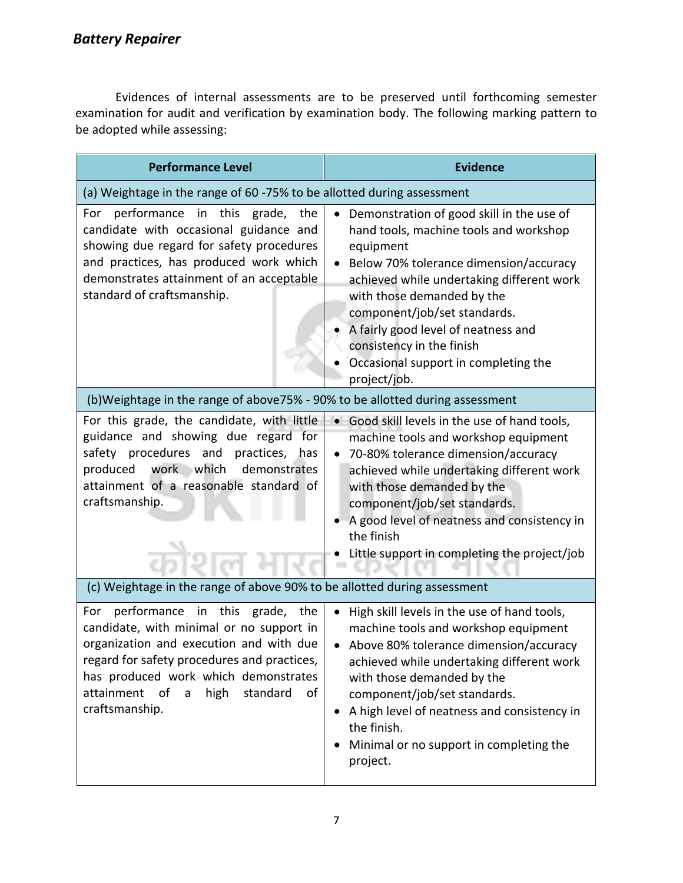Evidences of internal assessments are to be preserved until forthcoming semester examination for audit and verification by examination body. The following marking pattern to be adopted while assessing:

| Performance Level | Evidence |
|---|---|
| (a) Weightage in the range of 60 -75% to be allotted during assessment | |
| For performance in this grade, the candidate with occasional guidance and showing due regard for safety procedures and practices, has produced work which demonstrates attainment of an acceptable standard of craftsmanship. | • Demonstration of good skill in the use of hand tools, machine tools and workshop equipment<br>• Below 70% tolerance dimension/accuracy achieved while undertaking different work with those demanded by the component/job/set standards.<br>• A fairly good level of neatness and consistency in the finish<br>• Occasional support in completing the project/job. |
| (b)Weightage in the range of above75% - 90% to be allotted during assessment | |
| For this grade, the candidate, with little guidance and showing due regard for safety procedures and practices, has produced work which demonstrates attainment of a reasonable standard of craftsmanship. | • Good skill levels in the use of hand tools, machine tools and workshop equipment<br>• 70-80% tolerance dimension/accuracy achieved while undertaking different work with those demanded by the component/job/set standards.<br>• A good level of neatness and consistency in the finish<br>• Little support in completing the project/job |
| (c) Weightage in the range of above 90% to be allotted during assessment | |
| For performance in this grade, the candidate, with minimal or no support in organization and execution and with due regard for safety procedures and practices, has produced work which demonstrates attainment of a high standard of craftsmanship. | • High skill levels in the use of hand tools, machine tools and workshop equipment<br>• Above 80% tolerance dimension/accuracy achieved while undertaking different work with those demanded by the component/job/set standards.<br>• A high level of neatness and consistency in the finish.<br>• Minimal or no support in completing the project. |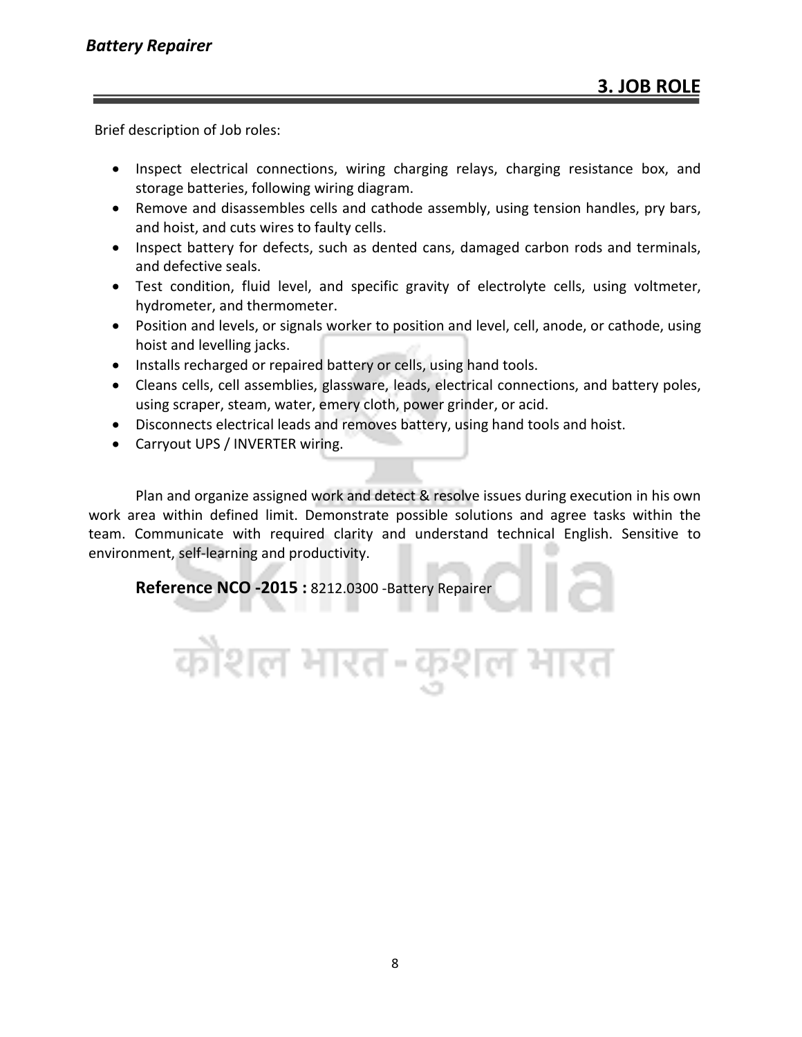## 3. JOB ROLE

Brief description of Job roles:

- Inspect electrical connections, wiring charging relays, charging resistance box, and storage batteries, following wiring diagram.
- Remove and disassembles cells and cathode assembly, using tension handles, pry bars, and hoist, and cuts wires to faulty cells.
- Inspect battery for defects, such as dented cans, damaged carbon rods and terminals, and defective seals.
- Test condition, fluid level, and specific gravity of electrolyte cells, using voltmeter, hydrometer, and thermometer.
- Position and levels, or signals worker to position and level, cell, anode, or cathode, using hoist and levelling jacks.
- Installs recharged or repaired battery or cells, using hand tools.
- Cleans cells, cell assemblies, glassware, leads, electrical connections, and battery poles, using scraper, steam, water, emery cloth, power grinder, or acid.
- Disconnects electrical leads and removes battery, using hand tools and hoist.
- Carryout UPS / INVERTER wiring.

Plan and organize assigned work and detect & resolve issues during execution in his own work area within defined limit. Demonstrate possible solutions and agree tasks within the team. Communicate with required clarity and understand technical English. Sensitive to environment, self-learning and productivity.

**Reference NCO -2015 :** 8212.0300 -Battery Repairer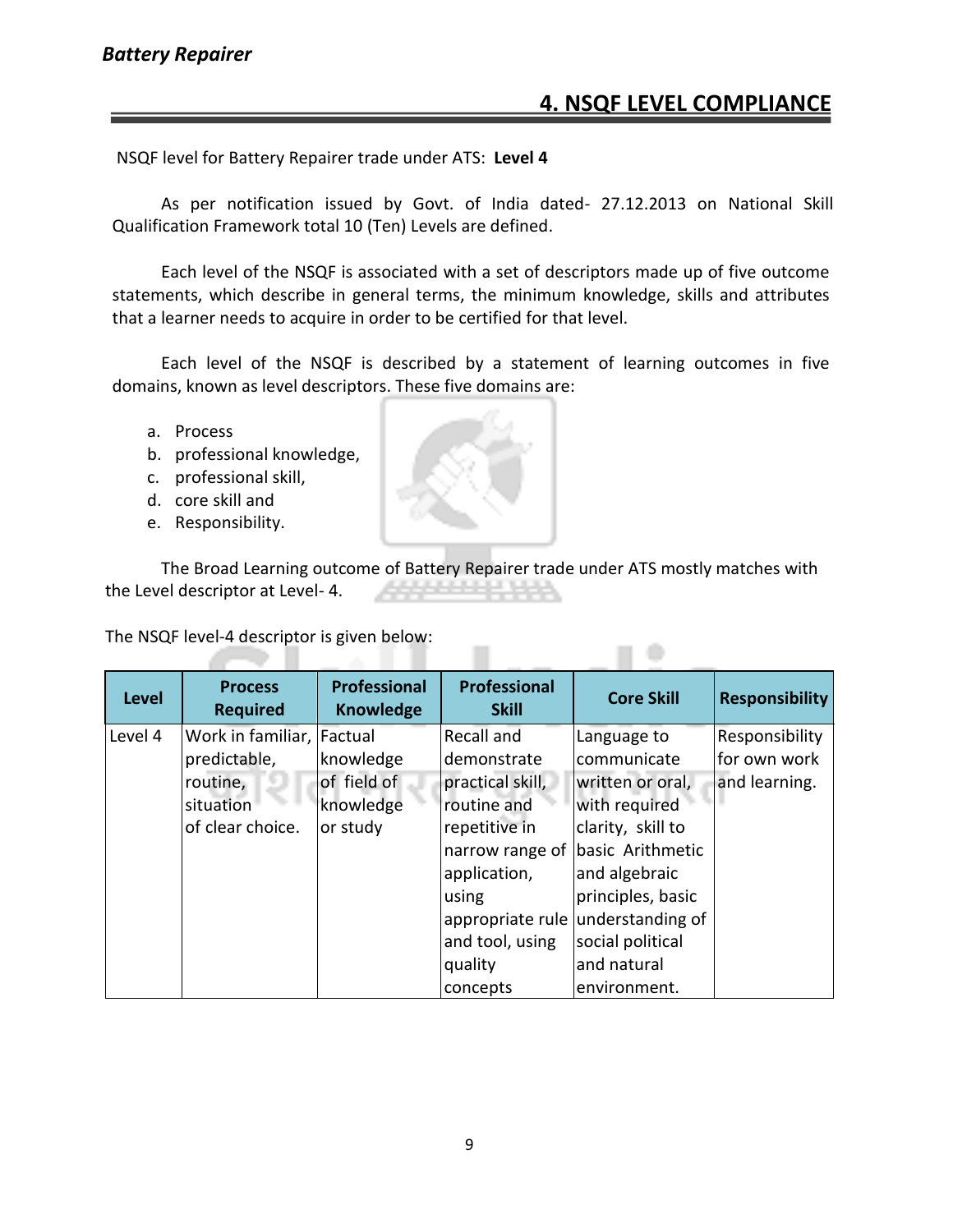## 4. NSQF LEVEL COMPLIANCE

NSQF level for Battery Repairer trade under ATS: **Level 4**

As per notification issued by Govt. of India dated- 27.12.2013 on National Skill Qualification Framework total 10 (Ten) Levels are defined.

Each level of the NSQF is associated with a set of descriptors made up of five outcome statements, which describe in general terms, the minimum knowledge, skills and attributes that a learner needs to acquire in order to be certified for that level.

Each level of the NSQF is described by a statement of learning outcomes in five domains, known as level descriptors. These five domains are:

a. Process
b. professional knowledge,
c. professional skill,
d. core skill and
e. Responsibility.

The Broad Learning outcome of Battery Repairer trade under ATS mostly matches with the Level descriptor at Level- 4.

The NSQF level-4 descriptor is given below:

| Level | Process Required | Professional Knowledge | Professional Skill | Core Skill | Responsibility |
|---|---|---|---|---|---|
| Level 4 | Work in familiar, predictable, routine, situation of clear choice. | Factual knowledge of field of knowledge or study | Recall and demonstrate practical skill, routine and repetitive in narrow range of application, using appropriate rule and tool, using quality concepts | Language to communicate written or oral, with required clarity, skill to basic Arithmetic and algebraic principles, basic understanding of social political and natural environment. | Responsibility for own work and learning. |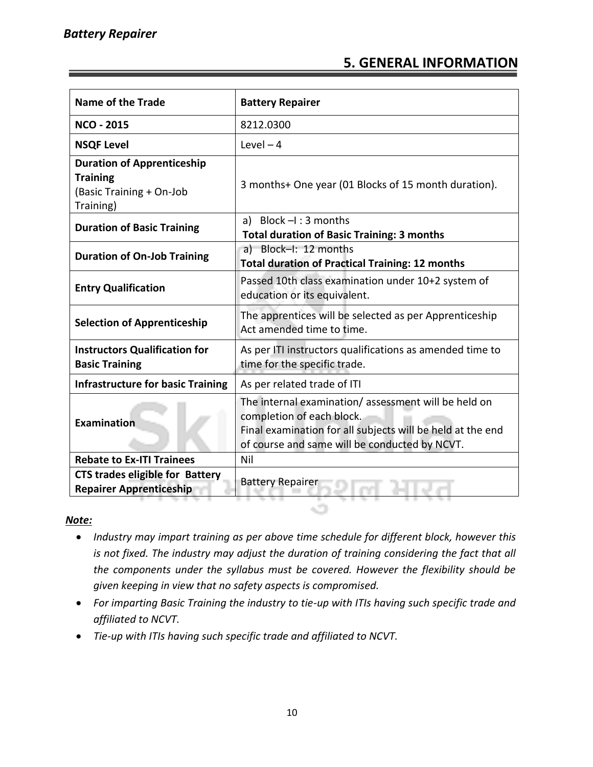## 5. GENERAL INFORMATION

| Name of the Trade | Battery Repairer |
|---|---|
| **NCO - 2015** | 8212.0300 |
| **NSQF Level** | Level – 4 |
| **Duration of Apprenticeship Training** (Basic Training + On-Job Training) | 3 months+ One year (01 Blocks of 15 month duration). |
| **Duration of Basic Training** | a) Block –I : 3 months<br>**Total duration of Basic Training: 3 months** |
| **Duration of On-Job Training** | a) Block–I: 12 months<br>**Total duration of Practical Training: 12 months** |
| **Entry Qualification** | Passed 10th class examination under 10+2 system of education or its equivalent. |
| **Selection of Apprenticeship** | The apprentices will be selected as per Apprenticeship Act amended time to time. |
| **Instructors Qualification for Basic Training** | As per ITI instructors qualifications as amended time to time for the specific trade. |
| **Infrastructure for basic Training** | As per related trade of ITI |
| **Examination** | The internal examination/ assessment will be held on completion of each block.<br>Final examination for all subjects will be held at the end of course and same will be conducted by NCVT. |
| **Rebate to Ex-ITI Trainees** | Nil |
| **CTS trades eligible for Battery Repairer Apprenticeship** | Battery Repairer |

***Note:***

- *Industry may impart training as per above time schedule for different block, however this is not fixed. The industry may adjust the duration of training considering the fact that all the components under the syllabus must be covered. However the flexibility should be given keeping in view that no safety aspects is compromised.*
- *For imparting Basic Training the industry to tie-up with ITIs having such specific trade and affiliated to NCVT.*
- *Tie-up with ITIs having such specific trade and affiliated to NCVT.*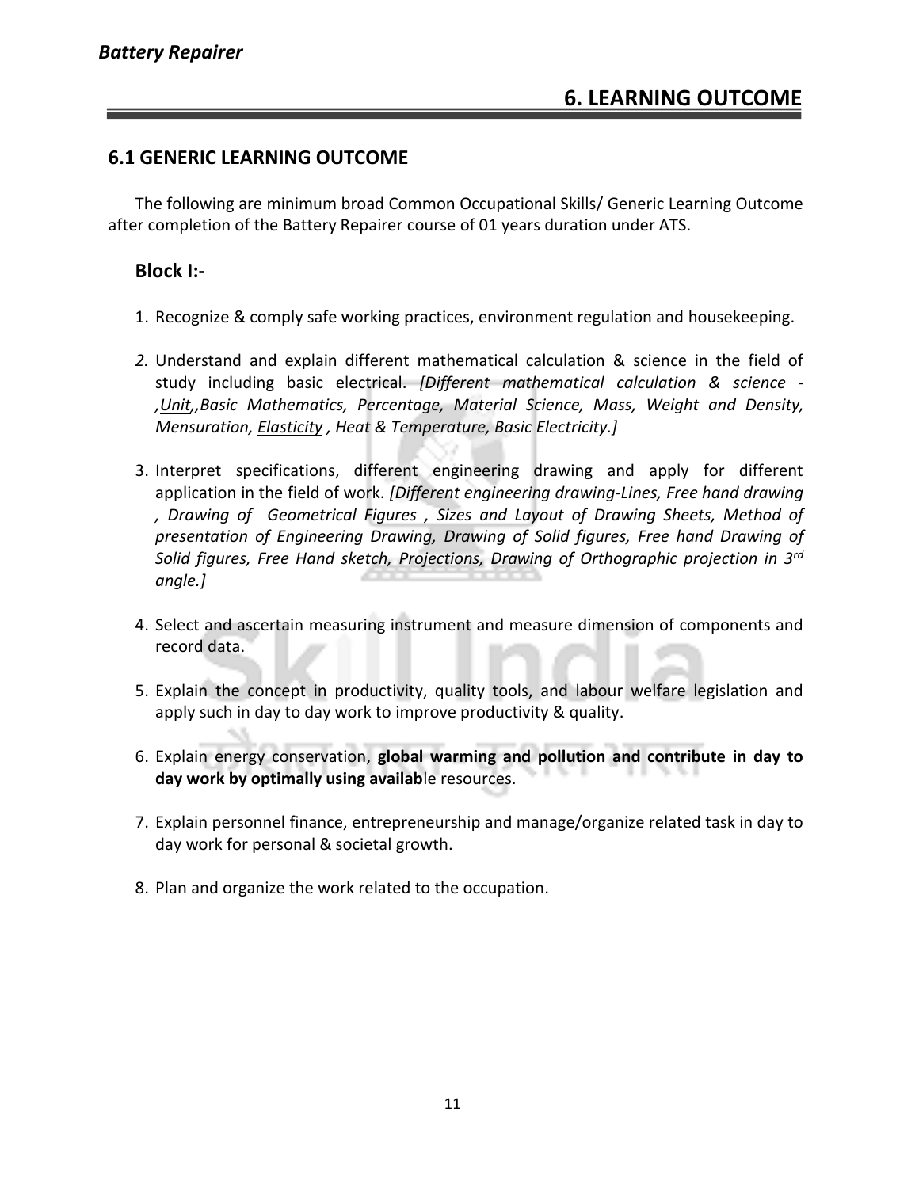# 6. LEARNING OUTCOME

## 6.1 GENERIC LEARNING OUTCOME

The following are minimum broad Common Occupational Skills/ Generic Learning Outcome after completion of the Battery Repairer course of 01 years duration under ATS.

### Block I:-

1. Recognize & comply safe working practices, environment regulation and housekeeping.

2. Understand and explain different mathematical calculation & science in the field of study including basic electrical. *[Different mathematical calculation & science - ,Unit,,Basic Mathematics, Percentage, Material Science, Mass, Weight and Density, Mensuration, Elasticity , Heat & Temperature, Basic Electricity.]*

3. Interpret specifications, different engineering drawing and apply for different application in the field of work. *[Different engineering drawing-Lines, Free hand drawing , Drawing of Geometrical Figures , Sizes and Layout of Drawing Sheets, Method of presentation of Engineering Drawing, Drawing of Solid figures, Free hand Drawing of Solid figures, Free Hand sketch, Projections, Drawing of Orthographic projection in 3rd angle.]*

4. Select and ascertain measuring instrument and measure dimension of components and record data.

5. Explain the concept in productivity, quality tools, and labour welfare legislation and apply such in day to day work to improve productivity & quality.

6. Explain energy conservation, **global warming and pollution and contribute in day to day work by optimally using availab**le resources.

7. Explain personnel finance, entrepreneurship and manage/organize related task in day to day work for personal & societal growth.

8. Plan and organize the work related to the occupation.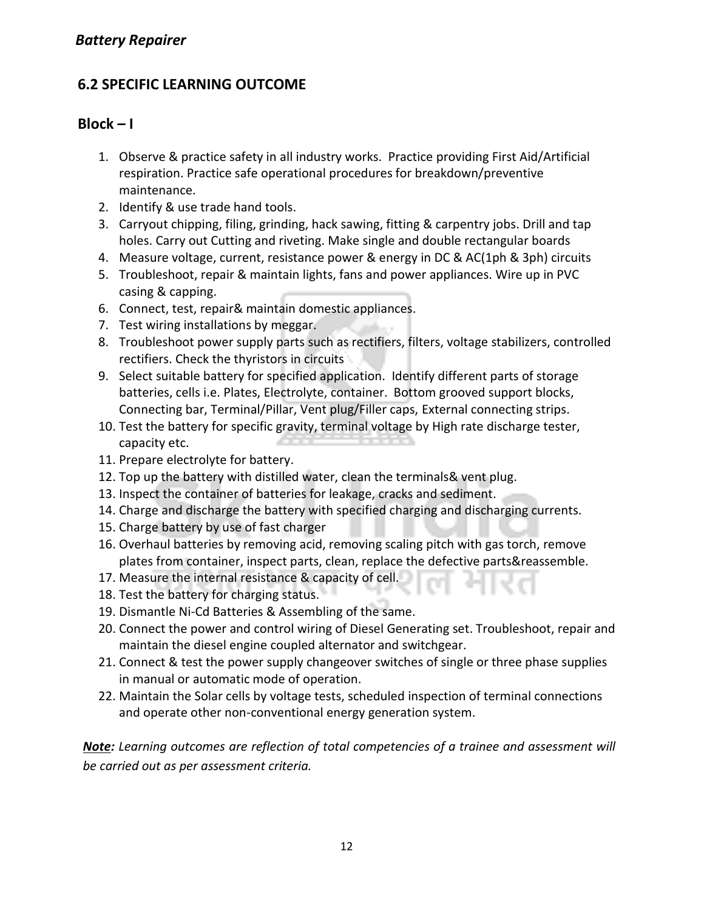## 6.2 SPECIFIC LEARNING OUTCOME

### Block – I

1. Observe & practice safety in all industry works. Practice providing First Aid/Artificial respiration. Practice safe operational procedures for breakdown/preventive maintenance.
2. Identify & use trade hand tools.
3. Carryout chipping, filing, grinding, hack sawing, fitting & carpentry jobs. Drill and tap holes. Carry out Cutting and riveting. Make single and double rectangular boards
4. Measure voltage, current, resistance power & energy in DC & AC(1ph & 3ph) circuits
5. Troubleshoot, repair & maintain lights, fans and power appliances. Wire up in PVC casing & capping.
6. Connect, test, repair& maintain domestic appliances.
7. Test wiring installations by meggar.
8. Troubleshoot power supply parts such as rectifiers, filters, voltage stabilizers, controlled rectifiers. Check the thyristors in circuits
9. Select suitable battery for specified application. Identify different parts of storage batteries, cells i.e. Plates, Electrolyte, container. Bottom grooved support blocks, Connecting bar, Terminal/Pillar, Vent plug/Filler caps, External connecting strips.
10. Test the battery for specific gravity, terminal voltage by High rate discharge tester, capacity etc.
11. Prepare electrolyte for battery.
12. Top up the battery with distilled water, clean the terminals& vent plug.
13. Inspect the container of batteries for leakage, cracks and sediment.
14. Charge and discharge the battery with specified charging and discharging currents.
15. Charge battery by use of fast charger
16. Overhaul batteries by removing acid, removing scaling pitch with gas torch, remove plates from container, inspect parts, clean, replace the defective parts&reassemble.
17. Measure the internal resistance & capacity of cell.
18. Test the battery for charging status.
19. Dismantle Ni-Cd Batteries & Assembling of the same.
20. Connect the power and control wiring of Diesel Generating set. Troubleshoot, repair and maintain the diesel engine coupled alternator and switchgear.
21. Connect & test the power supply changeover switches of single or three phase supplies in manual or automatic mode of operation.
22. Maintain the Solar cells by voltage tests, scheduled inspection of terminal connections and operate other non-conventional energy generation system.

***Note:*** *Learning outcomes are reflection of total competencies of a trainee and assessment will be carried out as per assessment criteria.*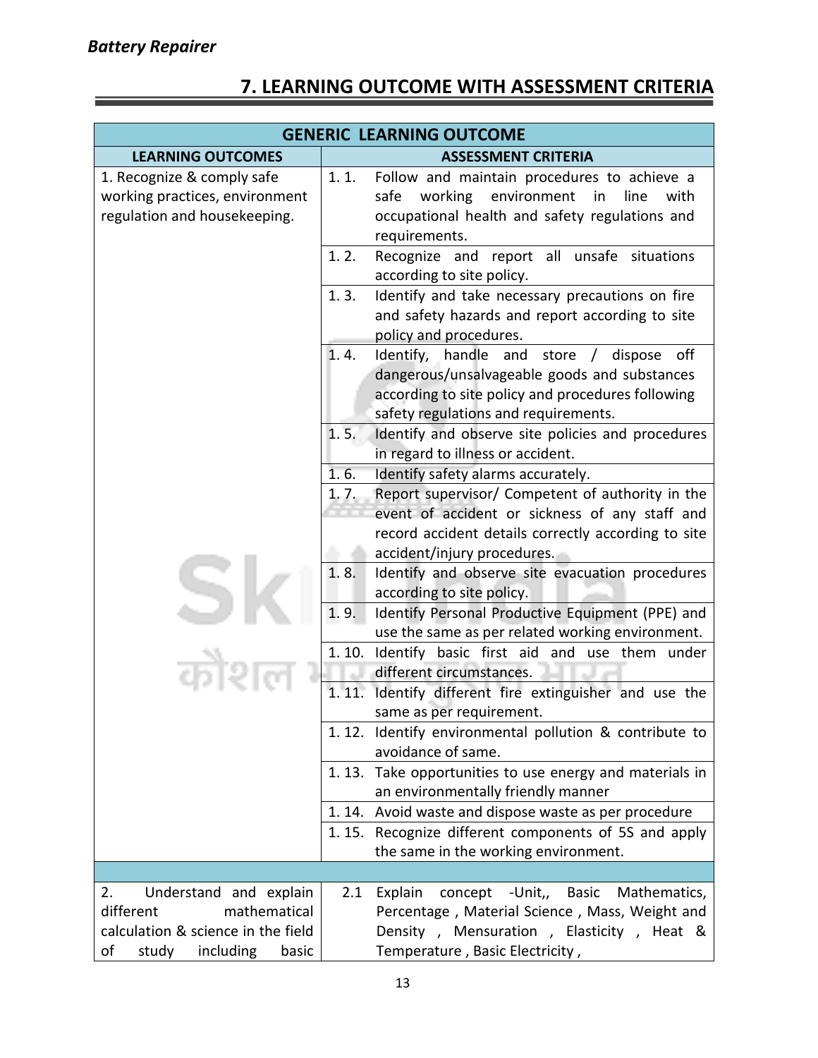## 7. LEARNING OUTCOME WITH ASSESSMENT CRITERIA

| GENERIC LEARNING OUTCOME | |
|---|---|
| **LEARNING OUTCOMES** | **ASSESSMENT CRITERIA** |
| 1. Recognize & comply safe working practices, environment regulation and housekeeping. | 1. 1. Follow and maintain procedures to achieve a safe working environment in line with occupational health and safety regulations and requirements. |
| | 1. 2. Recognize and report all unsafe situations according to site policy. |
| | 1. 3. Identify and take necessary precautions on fire and safety hazards and report according to site policy and procedures. |
| | 1. 4. Identify, handle and store / dispose off dangerous/unsalvageable goods and substances according to site policy and procedures following safety regulations and requirements. |
| | 1. 5. Identify and observe site policies and procedures in regard to illness or accident. |
| | 1. 6. Identify safety alarms accurately. |
| | 1. 7. Report supervisor/ Competent of authority in the event of accident or sickness of any staff and record accident details correctly according to site accident/injury procedures. |
| | 1. 8. Identify and observe site evacuation procedures according to site policy. |
| | 1. 9. Identify Personal Productive Equipment (PPE) and use the same as per related working environment. |
| | 1. 10. Identify basic first aid and use them under different circumstances. |
| | 1. 11. Identify different fire extinguisher and use the same as per requirement. |
| | 1. 12. Identify environmental pollution & contribute to avoidance of same. |
| | 1. 13. Take opportunities to use energy and materials in an environmentally friendly manner |
| | 1. 14. Avoid waste and dispose waste as per procedure |
| | 1. 15. Recognize different components of 5S and apply the same in the working environment. |
| | |
| 2. Understand and explain different mathematical calculation & science in the field of study including basic | 2.1 Explain concept -Unit,, Basic Mathematics, Percentage , Material Science , Mass, Weight and Density , Mensuration , Elasticity , Heat & Temperature , Basic Electricity , |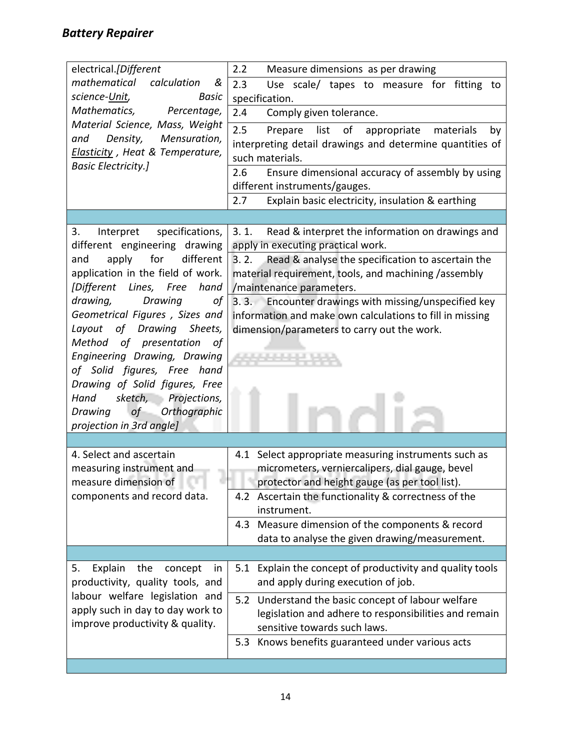| | |
|---|---|
| electrical.*[Different mathematical calculation & science-Unit, Basic Mathematics, Percentage, Material Science, Mass, Weight and Density, Mensuration, Elasticity , Heat & Temperature, Basic Electricity.]* | 2.2 Measure dimensions as per drawing |
| | 2.3 Use scale/ tapes to measure for fitting to specification. |
| | 2.4 Comply given tolerance. |
| | 2.5 Prepare list of appropriate materials by interpreting detail drawings and determine quantities of such materials. |
| | 2.6 Ensure dimensional accuracy of assembly by using different instruments/gauges. |
| | 2.7 Explain basic electricity, insulation & earthing |
| | |
| 3. Interpret specifications, different engineering drawing and apply for different application in the field of work. *[Different Lines, Free hand drawing, Drawing of Geometrical Figures , Sizes and Layout of Drawing Sheets, Method of presentation of Engineering Drawing, Drawing of Solid figures, Free hand Drawing of Solid figures, Free Hand sketch, Projections, Drawing of Orthographic projection in 3rd angle]* | 3. 1. Read & interpret the information on drawings and apply in executing practical work. |
| | 3. 2. Read & analyse the specification to ascertain the material requirement, tools, and machining /assembly /maintenance parameters. |
| | 3. 3. Encounter drawings with missing/unspecified key information and make own calculations to fill in missing dimension/parameters to carry out the work. |
| | |
| 4. Select and ascertain measuring instrument and measure dimension of components and record data. | 4.1 Select appropriate measuring instruments such as micrometers, verniercalipers, dial gauge, bevel protector and height gauge (as per tool list). |
| | 4.2 Ascertain the functionality & correctness of the instrument. |
| | 4.3 Measure dimension of the components & record data to analyse the given drawing/measurement. |
| | |
| 5. Explain the concept in productivity, quality tools, and labour welfare legislation and apply such in day to day work to improve productivity & quality. | 5.1 Explain the concept of productivity and quality tools and apply during execution of job. |
| | 5.2 Understand the basic concept of labour welfare legislation and adhere to responsibilities and remain sensitive towards such laws. |
| | 5.3 Knows benefits guaranteed under various acts |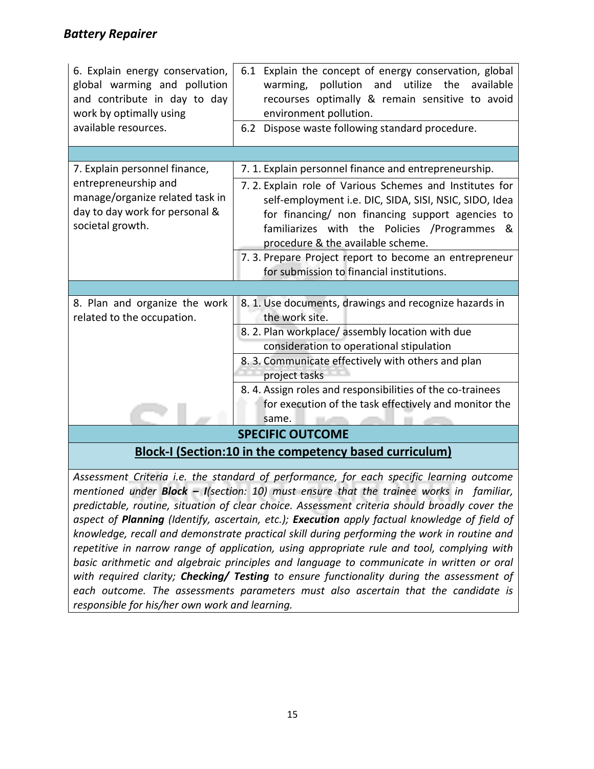| | |
|---|---|
| 6. Explain energy conservation, global warming and pollution and contribute in day to day work by optimally using available resources. | 6.1 Explain the concept of energy conservation, global warming, pollution and utilize the available recourses optimally & remain sensitive to avoid environment pollution. |
| | 6.2 Dispose waste following standard procedure. |
| | |
| 7. Explain personnel finance, entrepreneurship and manage/organize related task in day to day work for personal & societal growth. | 7. 1. Explain personnel finance and entrepreneurship. |
| | 7. 2. Explain role of Various Schemes and Institutes for self-employment i.e. DIC, SIDA, SISI, NSIC, SIDO, Idea for financing/ non financing support agencies to familiarizes with the Policies /Programmes & procedure & the available scheme. |
| | 7. 3. Prepare Project report to become an entrepreneur for submission to financial institutions. |
| | |
| 8. Plan and organize the work related to the occupation. | 8. 1. Use documents, drawings and recognize hazards in the work site. |
| | 8. 2. Plan workplace/ assembly location with due consideration to operational stipulation |
| | 8. 3. Communicate effectively with others and plan project tasks |
| | 8. 4. Assign roles and responsibilities of the co-trainees for execution of the task effectively and monitor the same. |

## SPECIFIC OUTCOME

### Block-I (Section:10 in the competency based curriculum)

*Assessment Criteria i.e. the standard of performance, for each specific learning outcome mentioned under **Block – I**(section: 10) must ensure that the trainee works in familiar, predictable, routine, situation of clear choice. Assessment criteria should broadly cover the aspect of **Planning** (Identify, ascertain, etc.); **Execution** apply factual knowledge of field of knowledge, recall and demonstrate practical skill during performing the work in routine and repetitive in narrow range of application, using appropriate rule and tool, complying with basic arithmetic and algebraic principles and language to communicate in written or oral with required clarity; **Checking/ Testing** to ensure functionality during the assessment of each outcome. The assessments parameters must also ascertain that the candidate is responsible for his/her own work and learning.*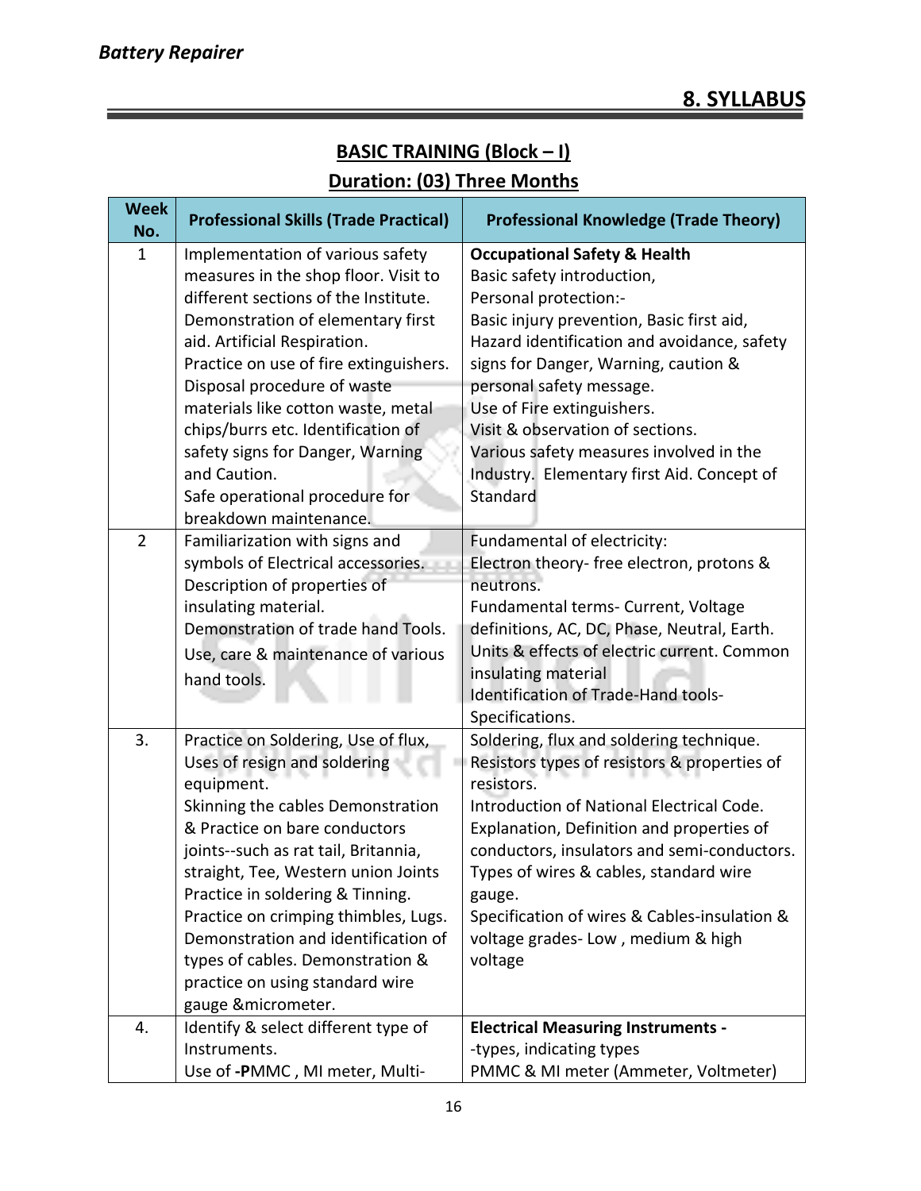## 8. SYLLABUS

### BASIC TRAINING (Block – I)

### Duration: (03) Three Months

| Week No. | Professional Skills (Trade Practical) | Professional Knowledge (Trade Theory) |
|---|---|---|
| 1 | Implementation of various safety measures in the shop floor. Visit to different sections of the Institute. Demonstration of elementary first aid. Artificial Respiration. Practice on use of fire extinguishers. Disposal procedure of waste materials like cotton waste, metal chips/burrs etc. Identification of safety signs for Danger, Warning and Caution. Safe operational procedure for breakdown maintenance. | **Occupational Safety & Health** Basic safety introduction, Personal protection:- Basic injury prevention, Basic first aid, Hazard identification and avoidance, safety signs for Danger, Warning, caution & personal safety message. Use of Fire extinguishers. Visit & observation of sections. Various safety measures involved in the Industry. Elementary first Aid. Concept of Standard |
| 2 | Familiarization with signs and symbols of Electrical accessories. Description of properties of insulating material. Demonstration of trade hand Tools. Use, care & maintenance of various hand tools. | Fundamental of electricity: Electron theory- free electron, protons & neutrons. Fundamental terms- Current, Voltage definitions, AC, DC, Phase, Neutral, Earth. Units & effects of electric current. Common insulating material Identification of Trade-Hand tools- Specifications. |
| 3. | Practice on Soldering, Use of flux, Uses of resign and soldering equipment. Skinning the cables Demonstration & Practice on bare conductors joints--such as rat tail, Britannia, straight, Tee, Western union Joints Practice in soldering & Tinning. Practice on crimping thimbles, Lugs. Demonstration and identification of types of cables. Demonstration & practice on using standard wire gauge &micrometer. | Soldering, flux and soldering technique. Resistors types of resistors & properties of resistors. Introduction of National Electrical Code. Explanation, Definition and properties of conductors, insulators and semi-conductors. Types of wires & cables, standard wire gauge. Specification of wires & Cables-insulation & voltage grades- Low , medium & high voltage |
| 4. | Identify & select different type of Instruments. Use of -PMMC , MI meter, Multi- | **Electrical Measuring Instruments -** -types, indicating types PMMC & MI meter (Ammeter, Voltmeter) |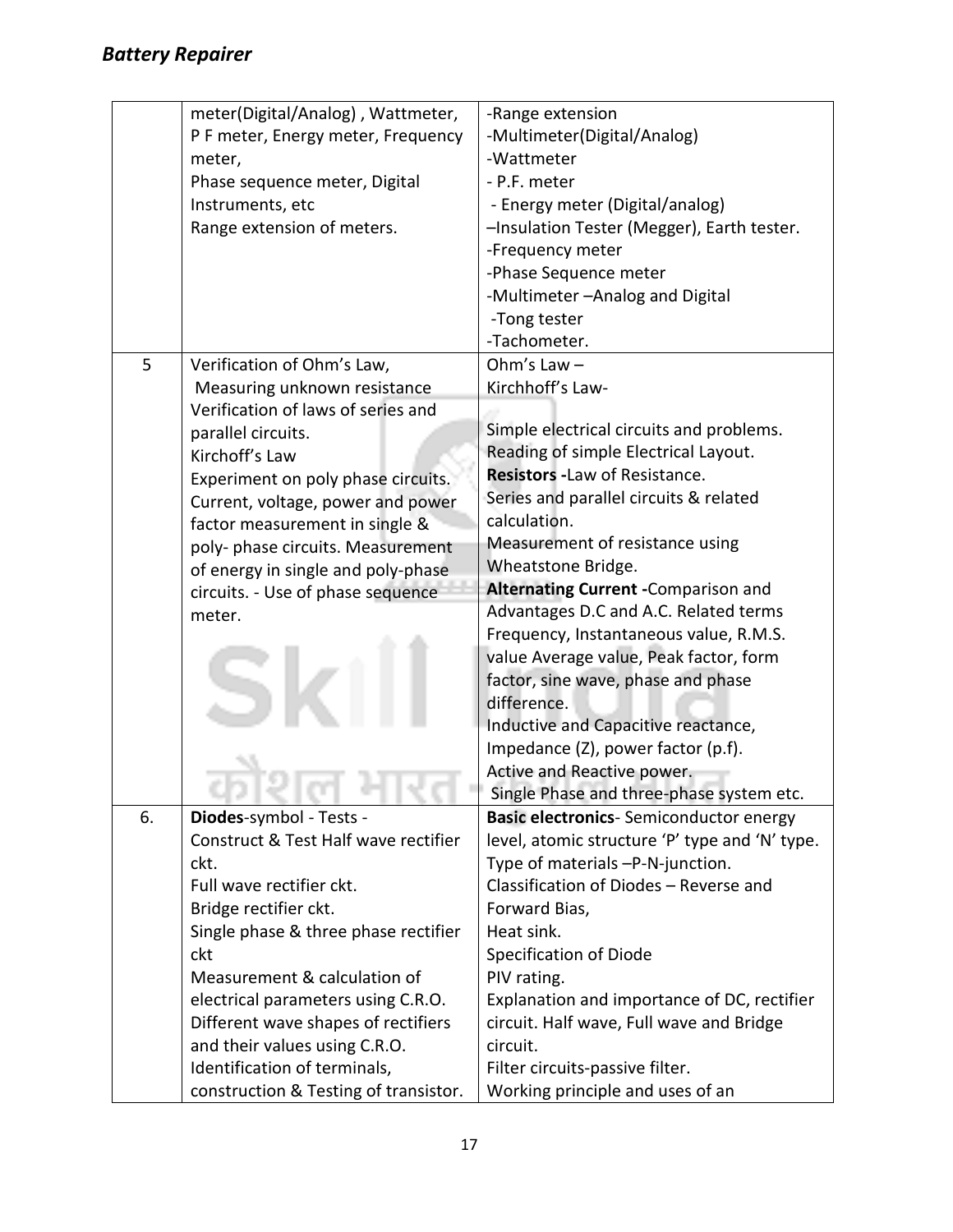| | | |
|---|---|---|
| | meter(Digital/Analog) , Wattmeter, P F meter, Energy meter, Frequency meter,<br>Phase sequence meter, Digital Instruments, etc<br>Range extension of meters. | -Range extension<br>-Multimeter(Digital/Analog)<br>-Wattmeter<br>- P.F. meter<br>- Energy meter (Digital/analog)<br>–Insulation Tester (Megger), Earth tester.<br>-Frequency meter<br>-Phase Sequence meter<br>-Multimeter –Analog and Digital<br>-Tong tester<br>-Tachometer. |
| 5 | Verification of Ohm's Law,<br>Measuring unknown resistance<br>Verification of laws of series and parallel circuits.<br>Kirchoff's Law<br>Experiment on poly phase circuits.<br>Current, voltage, power and power factor measurement in single & poly- phase circuits. Measurement of energy in single and poly-phase circuits. - Use of phase sequence meter. | Ohm's Law –<br>Kirchhoff's Law-<br><br>Simple electrical circuits and problems.<br>Reading of simple Electrical Layout.<br>**Resistors -**Law of Resistance.<br>Series and parallel circuits & related calculation.<br>Measurement of resistance using Wheatstone Bridge.<br>**Alternating Current -**Comparison and Advantages D.C and A.C. Related terms Frequency, Instantaneous value, R.M.S. value Average value, Peak factor, form factor, sine wave, phase and phase difference.<br>Inductive and Capacitive reactance, Impedance (Z), power factor (p.f).<br>Active and Reactive power.<br>Single Phase and three-phase system etc. |
| 6. | **Diodes**-symbol - Tests -<br>Construct & Test Half wave rectifier ckt.<br>Full wave rectifier ckt.<br>Bridge rectifier ckt.<br>Single phase & three phase rectifier ckt<br>Measurement & calculation of electrical parameters using C.R.O.<br>Different wave shapes of rectifiers and their values using C.R.O.<br>Identification of terminals, construction & Testing of transistor. | **Basic electronics**- Semiconductor energy level, atomic structure 'P' type and 'N' type.<br>Type of materials –P-N-junction.<br>Classification of Diodes – Reverse and Forward Bias,<br>Heat sink.<br>Specification of Diode<br>PIV rating.<br>Explanation and importance of DC, rectifier circuit. Half wave, Full wave and Bridge circuit.<br>Filter circuits-passive filter.<br>Working principle and uses of an |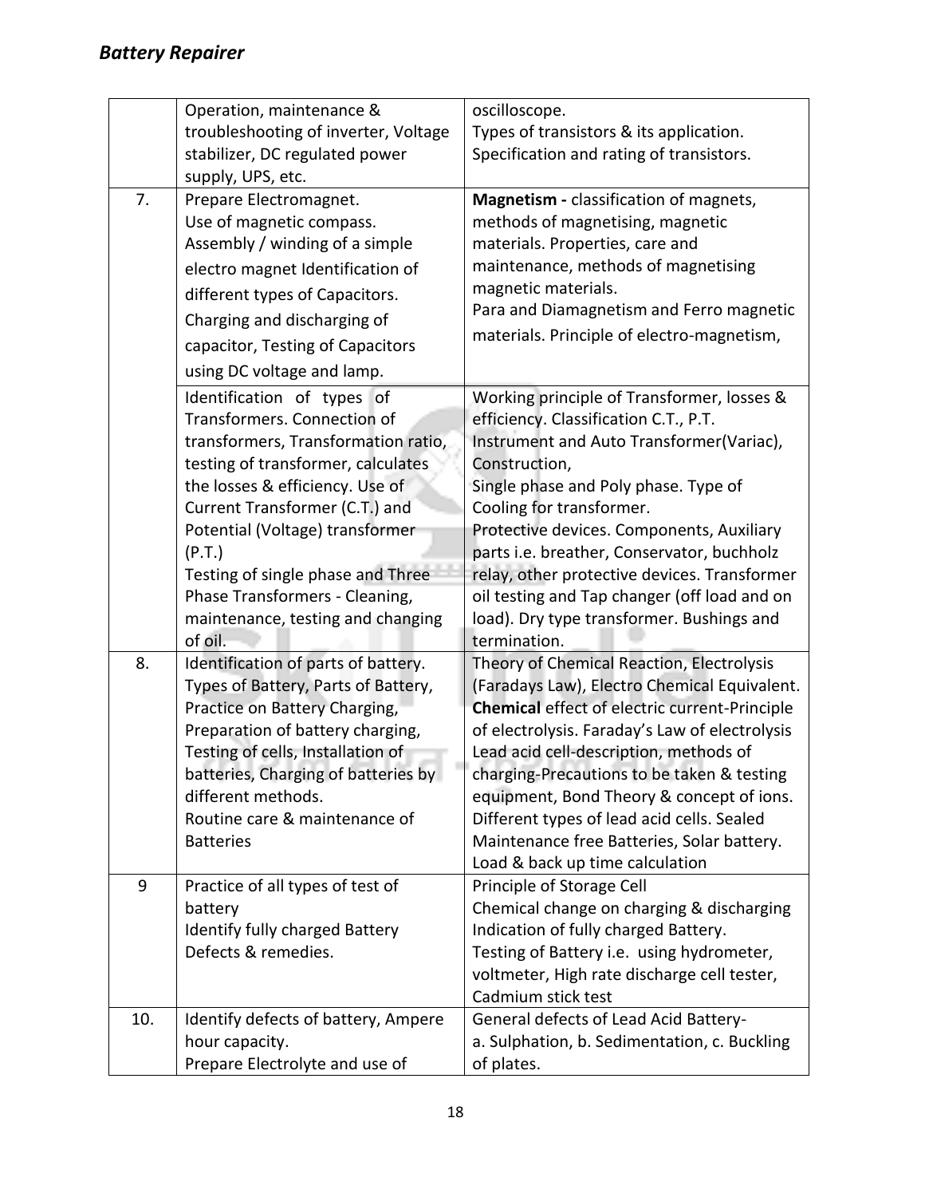| | | |
|---|---|---|
| | Operation, maintenance & troubleshooting of inverter, Voltage stabilizer, DC regulated power supply, UPS, etc. | oscilloscope.<br>Types of transistors & its application.<br>Specification and rating of transistors. |
| 7. | Prepare Electromagnet.<br>Use of magnetic compass.<br>Assembly / winding of a simple electro magnet Identification of different types of Capacitors.<br>Charging and discharging of capacitor, Testing of Capacitors using DC voltage and lamp. | **Magnetism -** classification of magnets, methods of magnetising, magnetic materials. Properties, care and maintenance, methods of magnetising magnetic materials.<br>Para and Diamagnetism and Ferro magnetic materials. Principle of electro-magnetism, |
| | Identification of types of Transformers. Connection of transformers, Transformation ratio, testing of transformer, calculates the losses & efficiency. Use of Current Transformer (C.T.) and Potential (Voltage) transformer (P.T.)<br>Testing of single phase and Three Phase Transformers - Cleaning, maintenance, testing and changing of oil. | Working principle of Transformer, losses & efficiency. Classification C.T., P.T. Instrument and Auto Transformer(Variac), Construction,<br>Single phase and Poly phase. Type of Cooling for transformer.<br>Protective devices. Components, Auxiliary parts i.e. breather, Conservator, buchholz relay, other protective devices. Transformer oil testing and Tap changer (off load and on load). Dry type transformer. Bushings and termination. |
| 8. | Identification of parts of battery.<br>Types of Battery, Parts of Battery, Practice on Battery Charging, Preparation of battery charging, Testing of cells, Installation of batteries, Charging of batteries by different methods.<br>Routine care & maintenance of Batteries | Theory of Chemical Reaction, Electrolysis (Faradays Law), Electro Chemical Equivalent. **Chemical** effect of electric current-Principle of electrolysis. Faraday's Law of electrolysis Lead acid cell-description, methods of charging-Precautions to be taken & testing equipment, Bond Theory & concept of ions. Different types of lead acid cells. Sealed Maintenance free Batteries, Solar battery. Load & back up time calculation |
| 9 | Practice of all types of test of battery<br>Identify fully charged Battery<br>Defects & remedies. | Principle of Storage Cell<br>Chemical change on charging & discharging<br>Indication of fully charged Battery.<br>Testing of Battery i.e. using hydrometer, voltmeter, High rate discharge cell tester, Cadmium stick test |
| 10. | Identify defects of battery, Ampere hour capacity.<br>Prepare Electrolyte and use of | General defects of Lead Acid Battery-<br>a. Sulphation, b. Sedimentation, c. Buckling of plates. |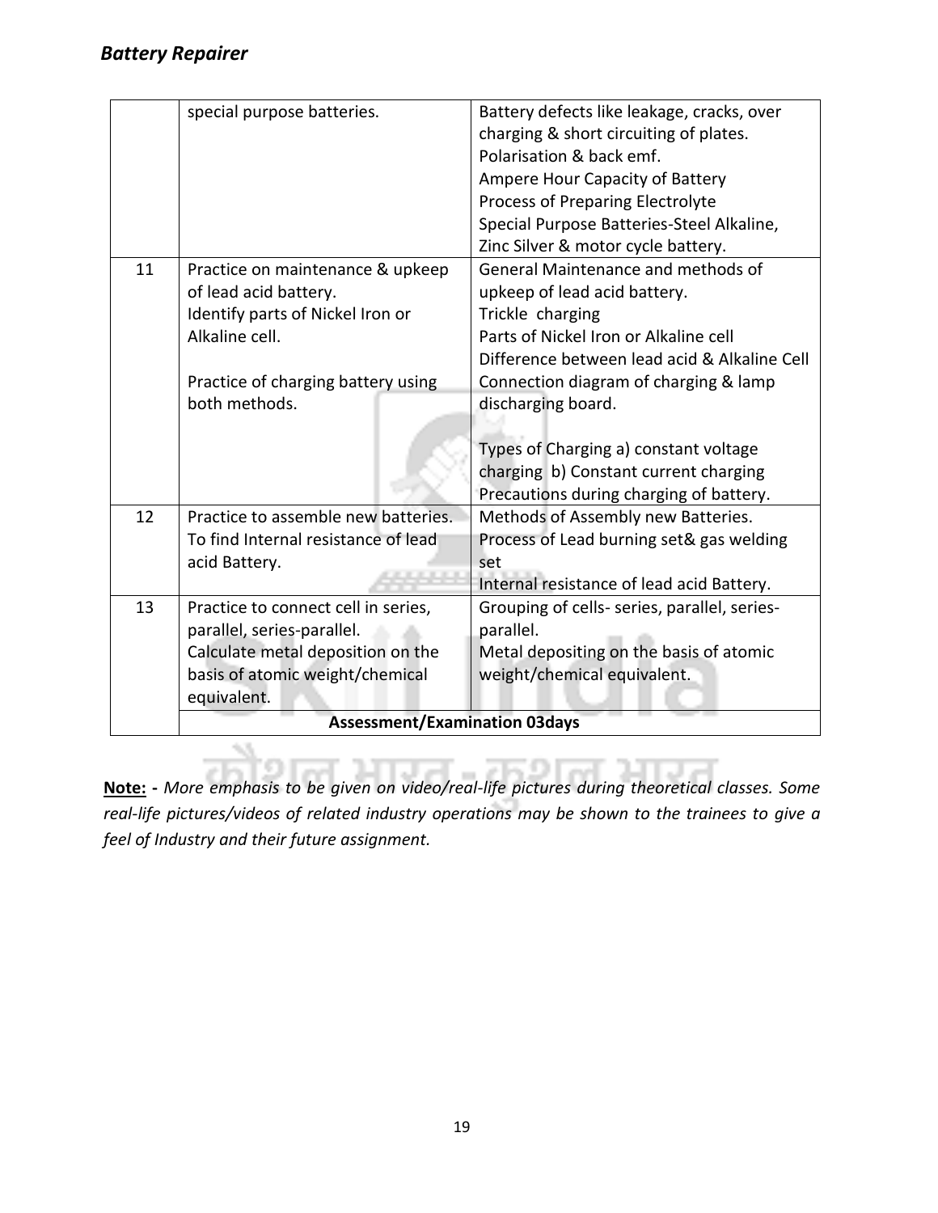| | | |
|---|---|---|
| | special purpose batteries. | Battery defects like leakage, cracks, over charging & short circuiting of plates.<br>Polarisation & back emf.<br>Ampere Hour Capacity of Battery<br>Process of Preparing Electrolyte<br>Special Purpose Batteries-Steel Alkaline, Zinc Silver & motor cycle battery. |
| 11 | Practice on maintenance & upkeep of lead acid battery.<br>Identify parts of Nickel Iron or Alkaline cell.<br><br>Practice of charging battery using both methods. | General Maintenance and methods of upkeep of lead acid battery.<br>Trickle charging<br>Parts of Nickel Iron or Alkaline cell<br>Difference between lead acid & Alkaline Cell<br>Connection diagram of charging & lamp discharging board.<br><br>Types of Charging a) constant voltage charging b) Constant current charging<br>Precautions during charging of battery. |
| 12 | Practice to assemble new batteries.<br>To find Internal resistance of lead acid Battery. | Methods of Assembly new Batteries.<br>Process of Lead burning set& gas welding set<br>Internal resistance of lead acid Battery. |
| 13 | Practice to connect cell in series, parallel, series-parallel.<br>Calculate metal deposition on the basis of atomic weight/chemical equivalent. | Grouping of cells- series, parallel, series-parallel.<br>Metal depositing on the basis of atomic weight/chemical equivalent. |
| | **Assessment/Examination 03days** | |

**Note: -** *More emphasis to be given on video/real-life pictures during theoretical classes. Some real-life pictures/videos of related industry operations may be shown to the trainees to give a feel of Industry and their future assignment.*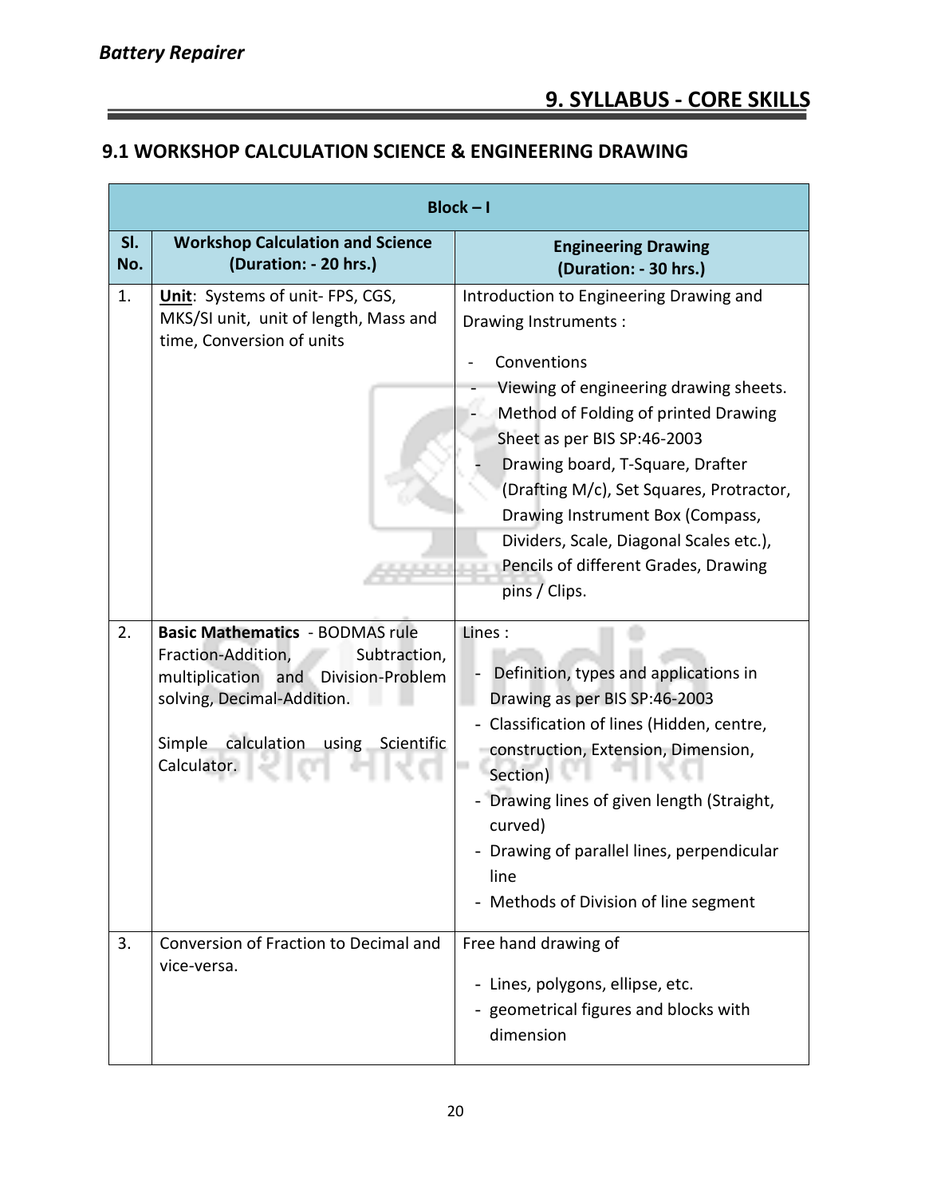## 9. SYLLABUS - CORE SKILLS

### 9.1 WORKSHOP CALCULATION SCIENCE & ENGINEERING DRAWING

| Block – I | | |
|---|---|---|
| **Sl. No.** | **Workshop Calculation and Science (Duration: - 20 hrs.)** | **Engineering Drawing (Duration: - 30 hrs.)** |
| 1. | **Unit**: Systems of unit- FPS, CGS, MKS/SI unit, unit of length, Mass and time, Conversion of units | Introduction to Engineering Drawing and Drawing Instruments :<br>- Conventions<br>- Viewing of engineering drawing sheets.<br>- Method of Folding of printed Drawing Sheet as per BIS SP:46-2003<br>- Drawing board, T-Square, Drafter (Drafting M/c), Set Squares, Protractor, Drawing Instrument Box (Compass, Dividers, Scale, Diagonal Scales etc.), Pencils of different Grades, Drawing pins / Clips. |
| 2. | **Basic Mathematics** - BODMAS rule Fraction-Addition, Subtraction, multiplication and Division-Problem solving, Decimal-Addition.<br><br>Simple calculation using Scientific Calculator. | Lines :<br>- Definition, types and applications in Drawing as per BIS SP:46-2003<br>- Classification of lines (Hidden, centre, construction, Extension, Dimension, Section)<br>- Drawing lines of given length (Straight, curved)<br>- Drawing of parallel lines, perpendicular line<br>- Methods of Division of line segment |
| 3. | Conversion of Fraction to Decimal and vice-versa. | Free hand drawing of<br>- Lines, polygons, ellipse, etc.<br>- geometrical figures and blocks with dimension |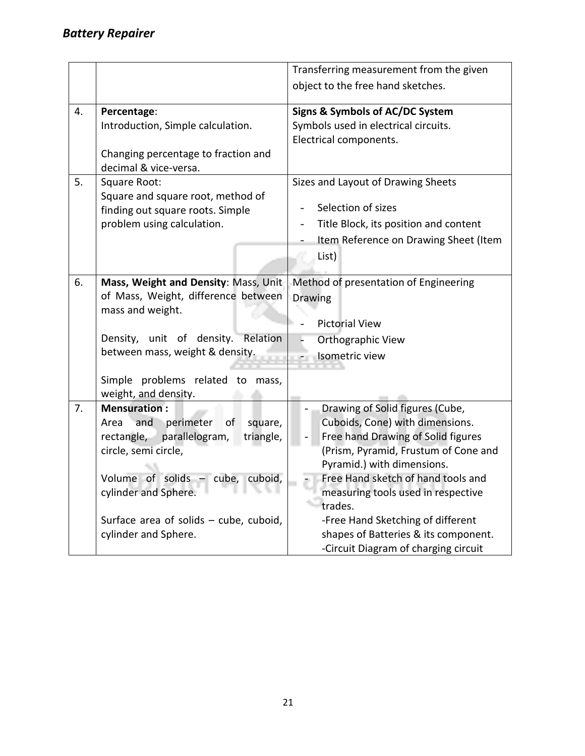| | | |
|---|---|---|
| | | Transferring measurement from the given object to the free hand sketches. |
| 4. | **Percentage**:<br>Introduction, Simple calculation.<br><br>Changing percentage to fraction and decimal & vice-versa. | **Signs & Symbols of AC/DC System**<br>Symbols used in electrical circuits.<br>Electrical components. |
| 5. | Square Root:<br>Square and square root, method of finding out square roots. Simple problem using calculation. | Sizes and Layout of Drawing Sheets<br>- Selection of sizes<br>- Title Block, its position and content<br>- Item Reference on Drawing Sheet (Item List) |
| 6. | **Mass, Weight and Density**: Mass, Unit of Mass, Weight, difference between mass and weight.<br><br>Density, unit of density. Relation between mass, weight & density.<br><br>Simple problems related to mass, weight, and density. | Method of presentation of Engineering Drawing<br>- Pictorial View<br>- Orthographic View<br>- Isometric view |
| 7. | **Mensuration :**<br>Area and perimeter of square, rectangle, parallelogram, triangle, circle, semi circle,<br><br>Volume of solids – cube, cuboid, cylinder and Sphere.<br><br>Surface area of solids – cube, cuboid, cylinder and Sphere. | - Drawing of Solid figures (Cube, Cuboids, Cone) with dimensions.<br>- Free hand Drawing of Solid figures (Prism, Pyramid, Frustum of Cone and Pyramid.) with dimensions.<br>- Free Hand sketch of hand tools and measuring tools used in respective trades.<br>-Free Hand Sketching of different shapes of Batteries & its component.<br>-Circuit Diagram of charging circuit |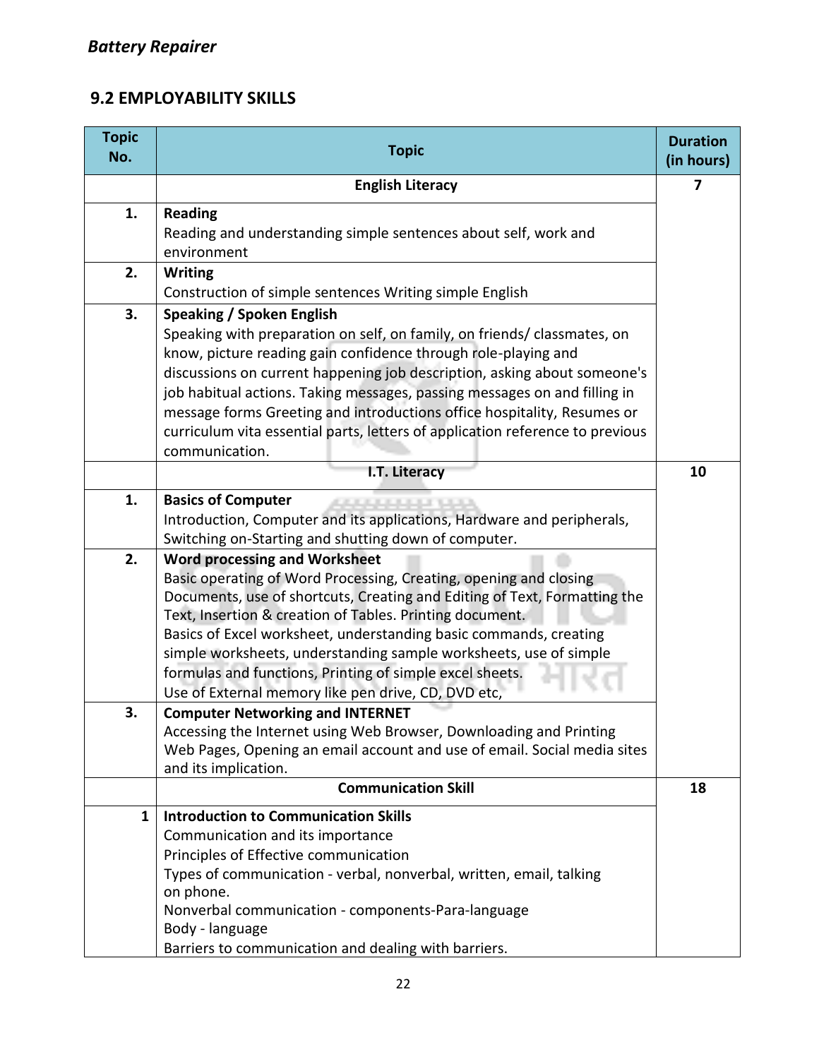## 9.2 EMPLOYABILITY SKILLS

| Topic No. | Topic | Duration (in hours) |
|---|---|---|
| | **English Literacy** | **7** |
| **1.** | **Reading**<br>Reading and understanding simple sentences about self, work and environment | |
| **2.** | **Writing**<br>Construction of simple sentences Writing simple English | |
| **3.** | **Speaking / Spoken English**<br>Speaking with preparation on self, on family, on friends/ classmates, on know, picture reading gain confidence through role-playing and discussions on current happening job description, asking about someone's job habitual actions. Taking messages, passing messages on and filling in message forms Greeting and introductions office hospitality, Resumes or curriculum vita essential parts, letters of application reference to previous communication. | |
| | **I.T. Literacy** | **10** |
| **1.** | **Basics of Computer**<br>Introduction, Computer and its applications, Hardware and peripherals, Switching on-Starting and shutting down of computer. | |
| **2.** | **Word processing and Worksheet**<br>Basic operating of Word Processing, Creating, opening and closing Documents, use of shortcuts, Creating and Editing of Text, Formatting the Text, Insertion & creation of Tables. Printing document.<br>Basics of Excel worksheet, understanding basic commands, creating simple worksheets, understanding sample worksheets, use of simple formulas and functions, Printing of simple excel sheets.<br>Use of External memory like pen drive, CD, DVD etc, | |
| **3.** | **Computer Networking and INTERNET**<br>Accessing the Internet using Web Browser, Downloading and Printing Web Pages, Opening an email account and use of email. Social media sites and its implication. | |
| | **Communication Skill** | **18** |
| **1** | **Introduction to Communication Skills**<br>Communication and its importance<br>Principles of Effective communication<br>Types of communication - verbal, nonverbal, written, email, talking on phone.<br>Nonverbal communication - components-Para-language<br>Body - language<br>Barriers to communication and dealing with barriers. | |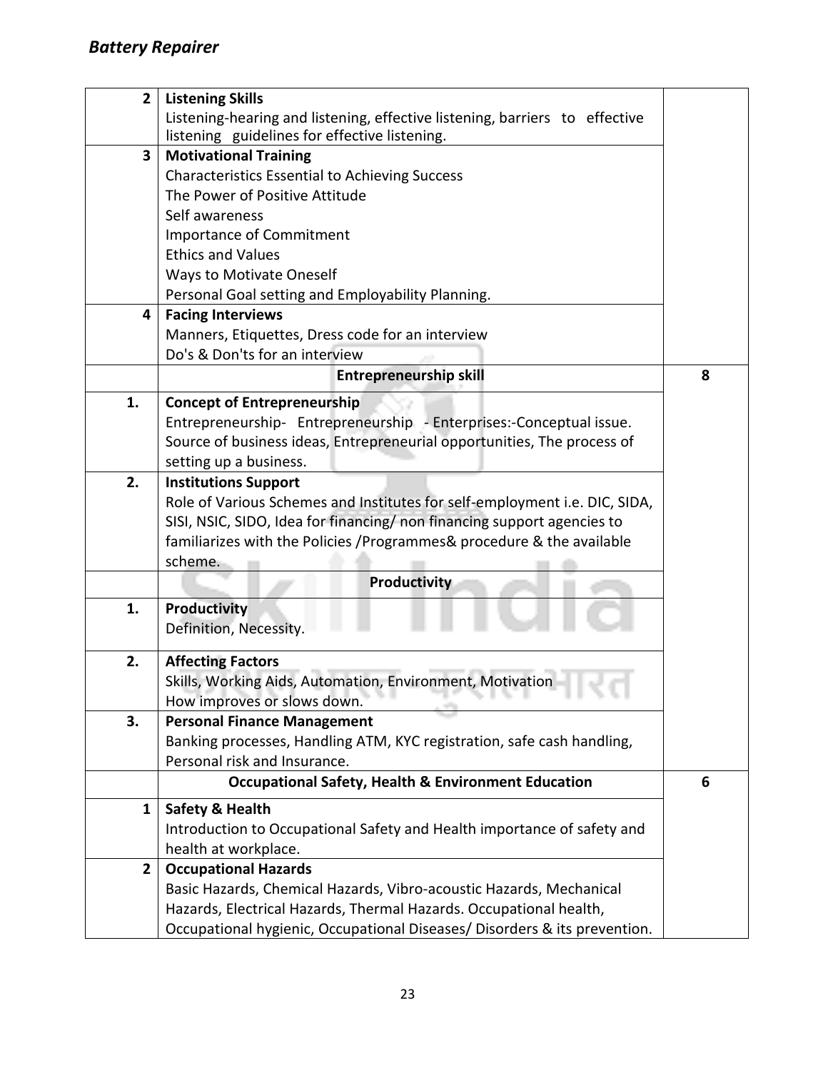| | | |
|---|---|---|
| 2 | **Listening Skills**<br>Listening-hearing and listening, effective listening, barriers to effective listening guidelines for effective listening. | |
| 3 | **Motivational Training**<br>Characteristics Essential to Achieving Success<br>The Power of Positive Attitude<br>Self awareness<br>Importance of Commitment<br>Ethics and Values<br>Ways to Motivate Oneself<br>Personal Goal setting and Employability Planning. | |
| 4 | **Facing Interviews**<br>Manners, Etiquettes, Dress code for an interview<br>Do's & Don'ts for an interview | |
| | **Entrepreneurship skill** | 8 |
| 1. | **Concept of Entrepreneurship**<br>Entrepreneurship- Entrepreneurship - Enterprises:-Conceptual issue. Source of business ideas, Entrepreneurial opportunities, The process of setting up a business. | |
| 2. | **Institutions Support**<br>Role of Various Schemes and Institutes for self-employment i.e. DIC, SIDA, SISI, NSIC, SIDO, Idea for financing/ non financing support agencies to familiarizes with the Policies /Programmes& procedure & the available scheme. | |
| | **Productivity** | |
| 1. | **Productivity**<br>Definition, Necessity. | |
| 2. | **Affecting Factors**<br>Skills, Working Aids, Automation, Environment, Motivation<br>How improves or slows down. | |
| 3. | **Personal Finance Management**<br>Banking processes, Handling ATM, KYC registration, safe cash handling, Personal risk and Insurance. | |
| | **Occupational Safety, Health & Environment Education** | 6 |
| 1 | **Safety & Health**<br>Introduction to Occupational Safety and Health importance of safety and health at workplace. | |
| 2 | **Occupational Hazards**<br>Basic Hazards, Chemical Hazards, Vibro-acoustic Hazards, Mechanical Hazards, Electrical Hazards, Thermal Hazards. Occupational health, Occupational hygienic, Occupational Diseases/ Disorders & its prevention. | |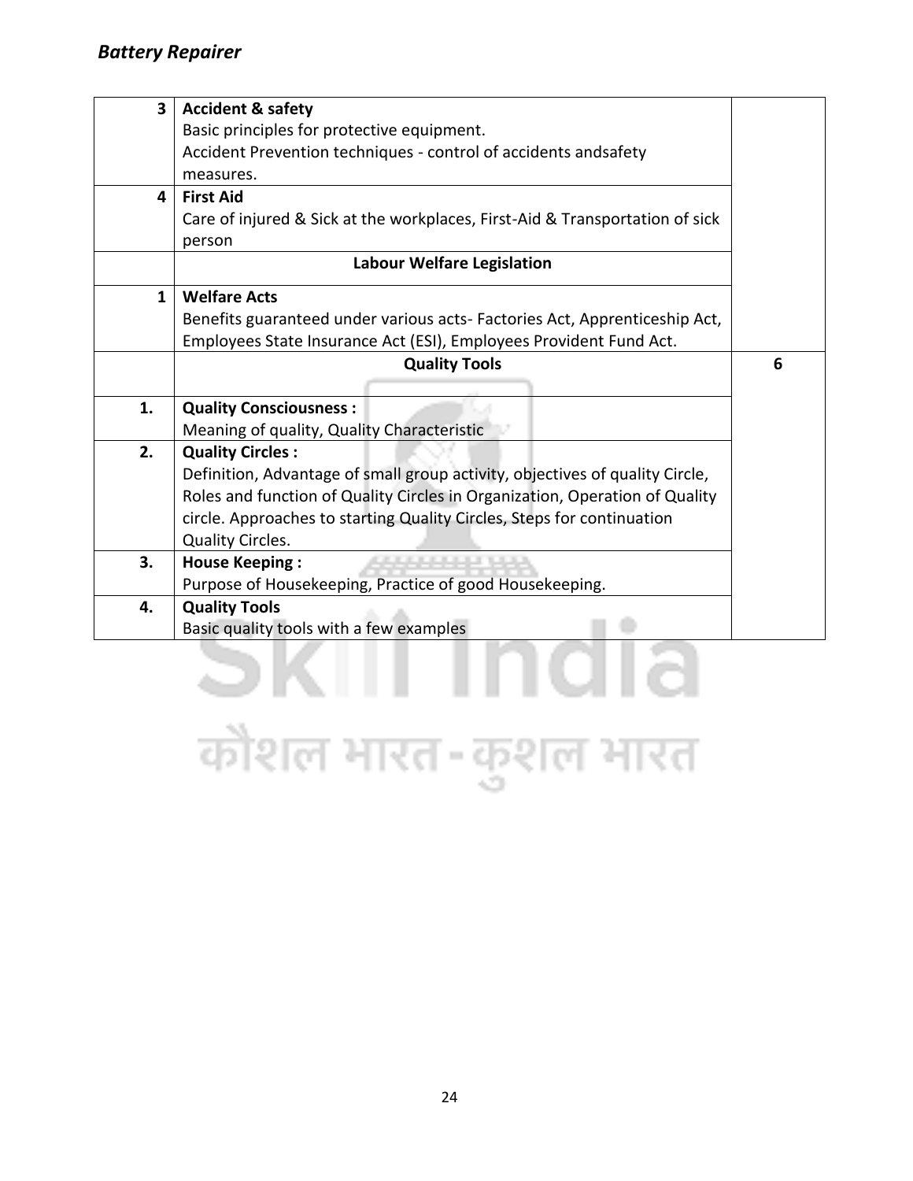| | | |
|---|---|---|
| 3 | **Accident & safety**<br>Basic principles for protective equipment.<br>Accident Prevention techniques - control of accidents andsafety measures. | |
| 4 | **First Aid**<br>Care of injured & Sick at the workplaces, First-Aid & Transportation of sick person | |
| | **Labour Welfare Legislation** | |
| 1 | **Welfare Acts**<br>Benefits guaranteed under various acts- Factories Act, Apprenticeship Act, Employees State Insurance Act (ESI), Employees Provident Fund Act. | |
| | **Quality Tools** | 6 |
| 1. | **Quality Consciousness :**<br>Meaning of quality, Quality Characteristic | |
| 2. | **Quality Circles :**<br>Definition, Advantage of small group activity, objectives of quality Circle, Roles and function of Quality Circles in Organization, Operation of Quality circle. Approaches to starting Quality Circles, Steps for continuation Quality Circles. | |
| 3. | **House Keeping :**<br>Purpose of Housekeeping, Practice of good Housekeeping. | |
| 4. | **Quality Tools**<br>Basic quality tools with a few examples | |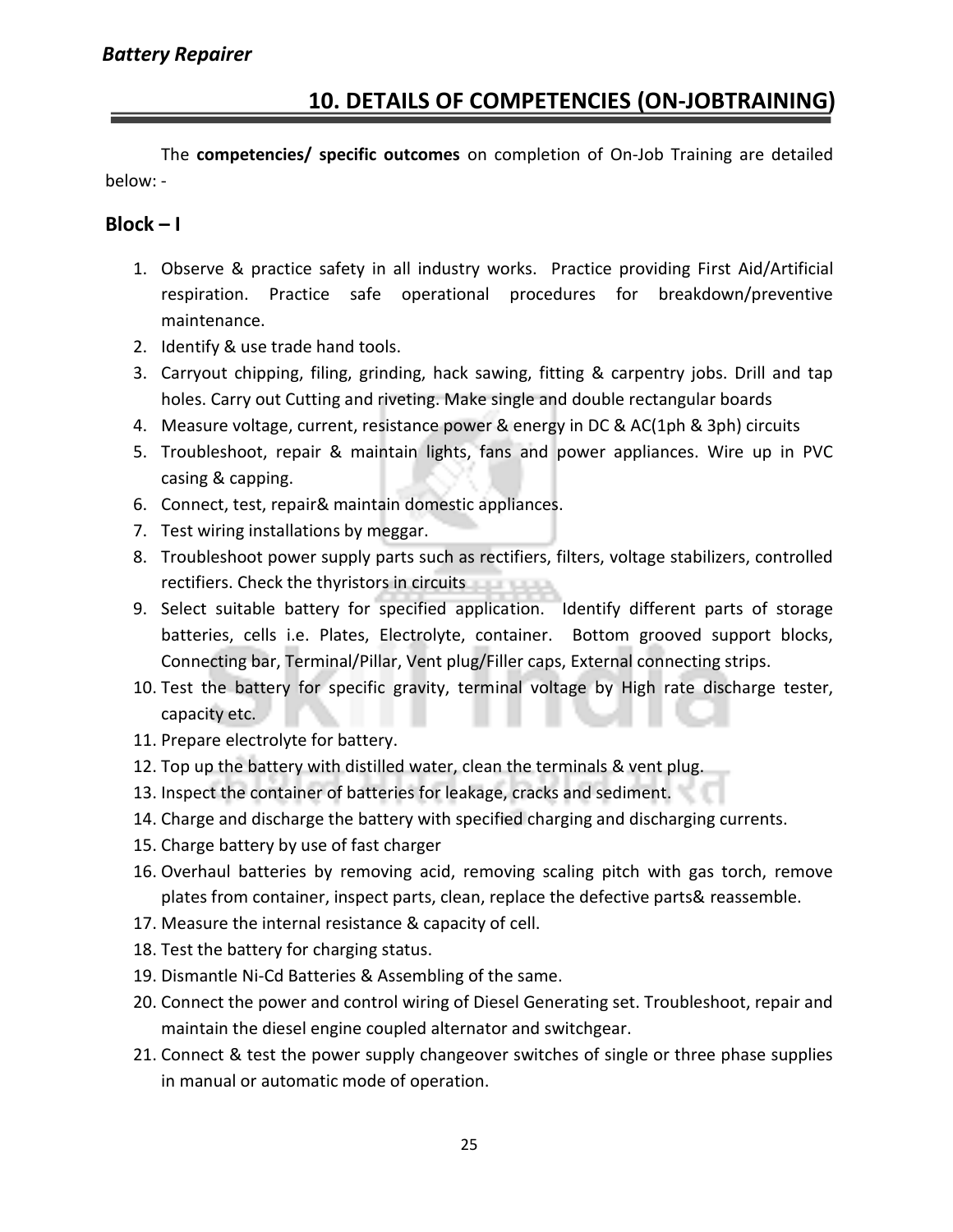## 10. DETAILS OF COMPETENCIES (ON-JOBTRAINING)

The **competencies/ specific outcomes** on completion of On-Job Training are detailed below: -

### Block – I

1. Observe & practice safety in all industry works. Practice providing First Aid/Artificial respiration. Practice safe operational procedures for breakdown/preventive maintenance.
2. Identify & use trade hand tools.
3. Carryout chipping, filing, grinding, hack sawing, fitting & carpentry jobs. Drill and tap holes. Carry out Cutting and riveting. Make single and double rectangular boards
4. Measure voltage, current, resistance power & energy in DC & AC(1ph & 3ph) circuits
5. Troubleshoot, repair & maintain lights, fans and power appliances. Wire up in PVC casing & capping.
6. Connect, test, repair& maintain domestic appliances.
7. Test wiring installations by meggar.
8. Troubleshoot power supply parts such as rectifiers, filters, voltage stabilizers, controlled rectifiers. Check the thyristors in circuits
9. Select suitable battery for specified application. Identify different parts of storage batteries, cells i.e. Plates, Electrolyte, container. Bottom grooved support blocks, Connecting bar, Terminal/Pillar, Vent plug/Filler caps, External connecting strips.
10. Test the battery for specific gravity, terminal voltage by High rate discharge tester, capacity etc.
11. Prepare electrolyte for battery.
12. Top up the battery with distilled water, clean the terminals & vent plug.
13. Inspect the container of batteries for leakage, cracks and sediment.
14. Charge and discharge the battery with specified charging and discharging currents.
15. Charge battery by use of fast charger
16. Overhaul batteries by removing acid, removing scaling pitch with gas torch, remove plates from container, inspect parts, clean, replace the defective parts& reassemble.
17. Measure the internal resistance & capacity of cell.
18. Test the battery for charging status.
19. Dismantle Ni-Cd Batteries & Assembling of the same.
20. Connect the power and control wiring of Diesel Generating set. Troubleshoot, repair and maintain the diesel engine coupled alternator and switchgear.
21. Connect & test the power supply changeover switches of single or three phase supplies in manual or automatic mode of operation.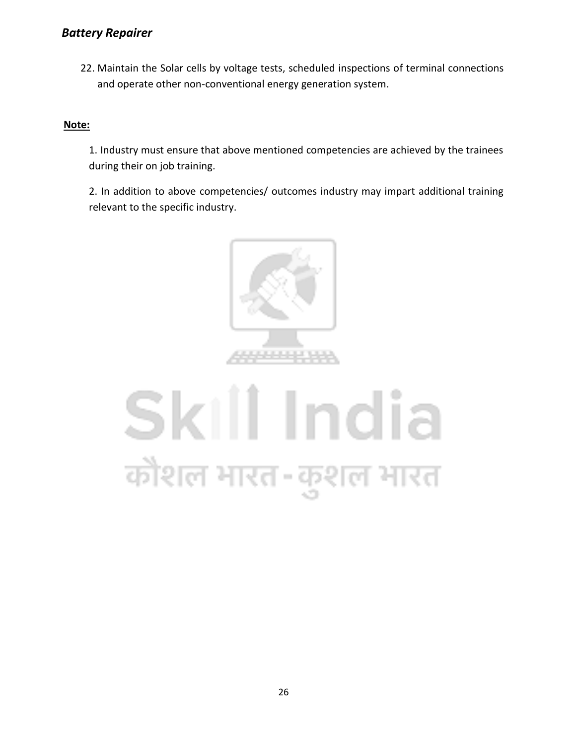22. Maintain the Solar cells by voltage tests, scheduled inspections of terminal connections and operate other non-conventional energy generation system.

**Note:**

1. Industry must ensure that above mentioned competencies are achieved by the trainees during their on job training.

2. In addition to above competencies/ outcomes industry may impart additional training relevant to the specific industry.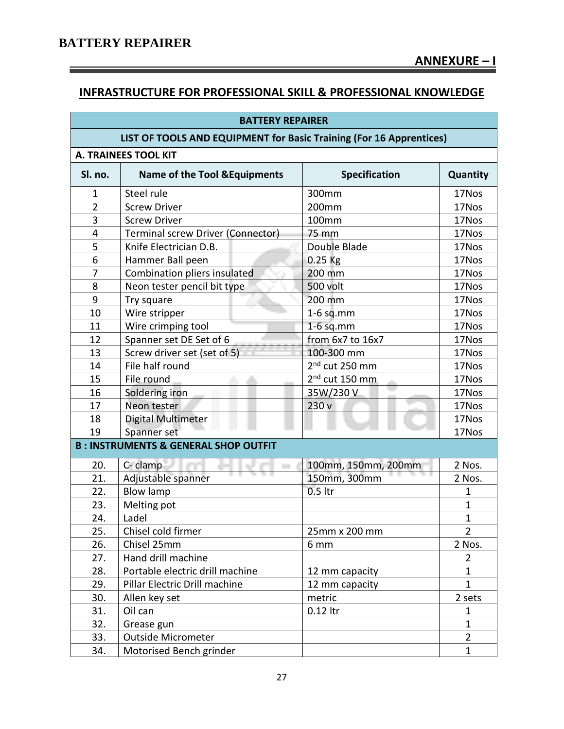# ANNEXURE – I

## INFRASTRUCTURE FOR PROFESSIONAL SKILL & PROFESSIONAL KNOWLEDGE

| BATTERY REPAIRER | | | |
|---|---|---|---|
| **LIST OF TOOLS AND EQUIPMENT for Basic Training (For 16 Apprentices)** | | | |
| **A. TRAINEES TOOL KIT** | | | |
| **Sl. no.** | **Name of the Tool &Equipments** | **Specification** | **Quantity** |
| 1 | Steel rule | 300mm | 17Nos |
| 2 | Screw Driver | 200mm | 17Nos |
| 3 | Screw Driver | 100mm | 17Nos |
| 4 | Terminal screw Driver (Connector) | 75 mm | 17Nos |
| 5 | Knife Electrician D.B. | Double Blade | 17Nos |
| 6 | Hammer Ball peen | 0.25 Kg | 17Nos |
| 7 | Combination pliers insulated | 200 mm | 17Nos |
| 8 | Neon tester pencil bit type | 500 volt | 17Nos |
| 9 | Try square | 200 mm | 17Nos |
| 10 | Wire stripper | 1-6 sq.mm | 17Nos |
| 11 | Wire crimping tool | 1-6 sq.mm | 17Nos |
| 12 | Spanner set DE Set of 6 | from 6x7 to 16x7 | 17Nos |
| 13 | Screw driver set (set of 5) | 100-300 mm | 17Nos |
| 14 | File half round | 2nd cut 250 mm | 17Nos |
| 15 | File round | 2nd cut 150 mm | 17Nos |
| 16 | Soldering iron | 35W/230 V | 17Nos |
| 17 | Neon tester | 230 v | 17Nos |
| 18 | Digital Multimeter | | 17Nos |
| 19 | Spanner set | | 17Nos |
| **B : INSTRUMENTS & GENERAL SHOP OUTFIT** | | | |
| 20. | C- clamp | 100mm, 150mm, 200mm | 2 Nos. |
| 21. | Adjustable spanner | 150mm, 300mm | 2 Nos. |
| 22. | Blow lamp | 0.5 ltr | 1 |
| 23. | Melting pot | | 1 |
| 24. | Ladel | | 1 |
| 25. | Chisel cold firmer | 25mm x 200 mm | 2 |
| 26. | Chisel 25mm | 6 mm | 2 Nos. |
| 27. | Hand drill machine | | 2 |
| 28. | Portable electric drill machine | 12 mm capacity | 1 |
| 29. | Pillar Electric Drill machine | 12 mm capacity | 1 |
| 30. | Allen key set | metric | 2 sets |
| 31. | Oil can | 0.12 ltr | 1 |
| 32. | Grease gun | | 1 |
| 33. | Outside Micrometer | | 2 |
| 34. | Motorised Bench grinder | | 1 |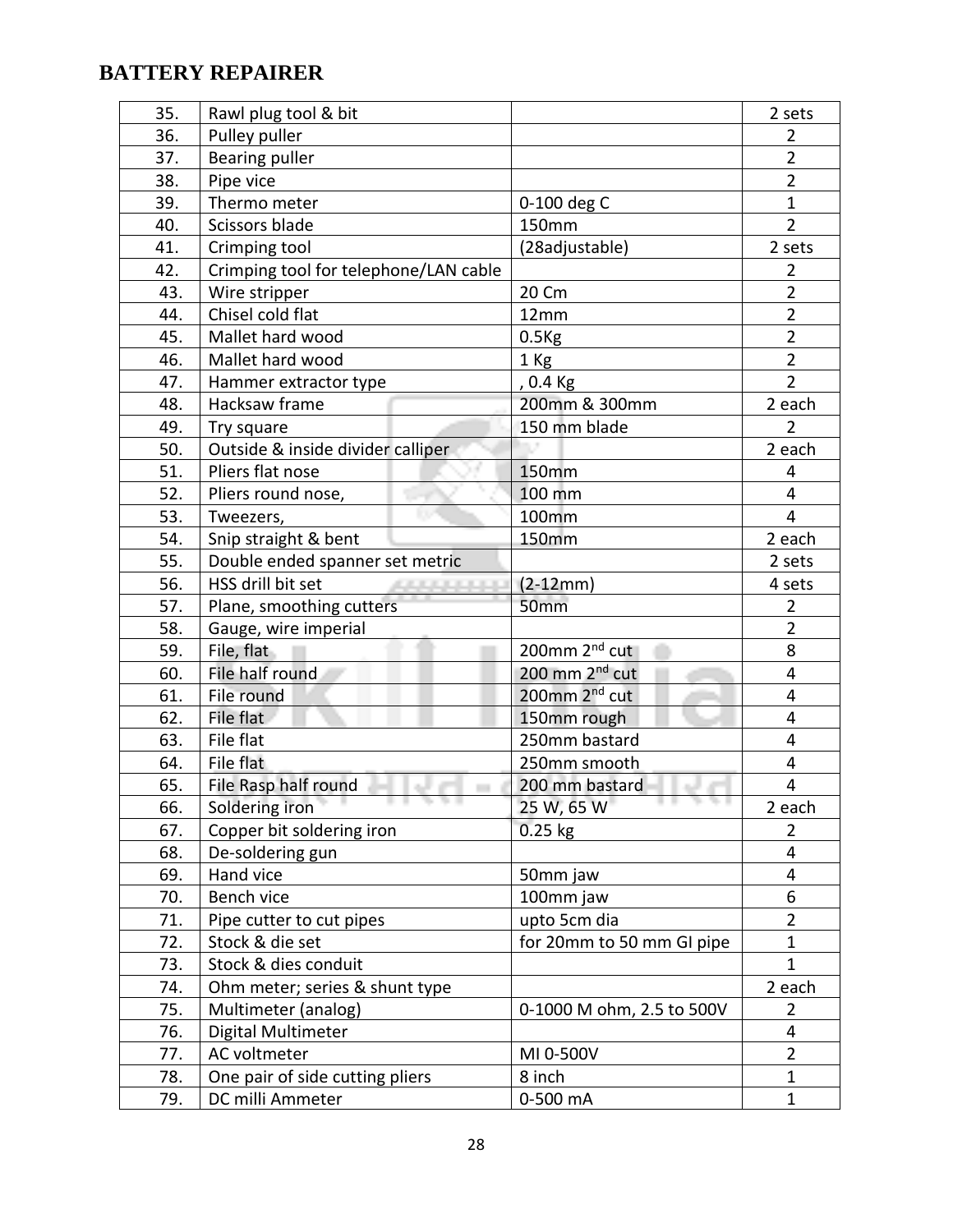## BATTERY REPAIRER

| | | | |
|---|---|---|---|
| 35. | Rawl plug tool & bit | | 2 sets |
| 36. | Pulley puller | | 2 |
| 37. | Bearing puller | | 2 |
| 38. | Pipe vice | | 2 |
| 39. | Thermo meter | 0-100 deg C | 1 |
| 40. | Scissors blade | 150mm | 2 |
| 41. | Crimping tool | (28adjustable) | 2 sets |
| 42. | Crimping tool for telephone/LAN cable | | 2 |
| 43. | Wire stripper | 20 Cm | 2 |
| 44. | Chisel cold flat | 12mm | 2 |
| 45. | Mallet hard wood | 0.5Kg | 2 |
| 46. | Mallet hard wood | 1 Kg | 2 |
| 47. | Hammer extractor type | , 0.4 Kg | 2 |
| 48. | Hacksaw frame | 200mm & 300mm | 2 each |
| 49. | Try square | 150 mm blade | 2 |
| 50. | Outside & inside divider calliper | | 2 each |
| 51. | Pliers flat nose | 150mm | 4 |
| 52. | Pliers round nose, | 100 mm | 4 |
| 53. | Tweezers, | 100mm | 4 |
| 54. | Snip straight & bent | 150mm | 2 each |
| 55. | Double ended spanner set metric | | 2 sets |
| 56. | HSS drill bit set | (2-12mm) | 4 sets |
| 57. | Plane, smoothing cutters | 50mm | 2 |
| 58. | Gauge, wire imperial | | 2 |
| 59. | File, flat | 200mm 2nd cut | 8 |
| 60. | File half round | 200 mm 2nd cut | 4 |
| 61. | File round | 200mm 2nd cut | 4 |
| 62. | File flat | 150mm rough | 4 |
| 63. | File flat | 250mm bastard | 4 |
| 64. | File flat | 250mm smooth | 4 |
| 65. | File Rasp half round | 200 mm bastard | 4 |
| 66. | Soldering iron | 25 W, 65 W | 2 each |
| 67. | Copper bit soldering iron | 0.25 kg | 2 |
| 68. | De-soldering gun | | 4 |
| 69. | Hand vice | 50mm jaw | 4 |
| 70. | Bench vice | 100mm jaw | 6 |
| 71. | Pipe cutter to cut pipes | upto 5cm dia | 2 |
| 72. | Stock & die set | for 20mm to 50 mm GI pipe | 1 |
| 73. | Stock & dies conduit | | 1 |
| 74. | Ohm meter; series & shunt type | | 2 each |
| 75. | Multimeter (analog) | 0-1000 M ohm, 2.5 to 500V | 2 |
| 76. | Digital Multimeter | | 4 |
| 77. | AC voltmeter | MI 0-500V | 2 |
| 78. | One pair of side cutting pliers | 8 inch | 1 |
| 79. | DC milli Ammeter | 0-500 mA | 1 |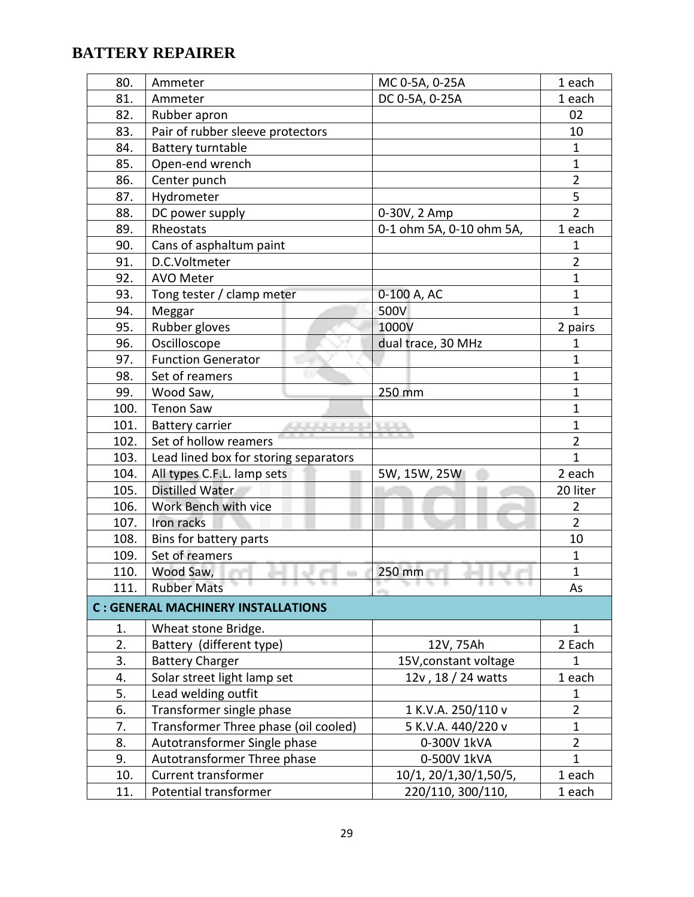# BATTERY REPAIRER

| | | | |
|---|---|---|---|
| 80. | Ammeter | MC 0-5A, 0-25A | 1 each |
| 81. | Ammeter | DC 0-5A, 0-25A | 1 each |
| 82. | Rubber apron | | 02 |
| 83. | Pair of rubber sleeve protectors | | 10 |
| 84. | Battery turntable | | 1 |
| 85. | Open-end wrench | | 1 |
| 86. | Center punch | | 2 |
| 87. | Hydrometer | | 5 |
| 88. | DC power supply | 0-30V, 2 Amp | 2 |
| 89. | Rheostats | 0-1 ohm 5A, 0-10 ohm 5A, | 1 each |
| 90. | Cans of asphaltum paint | | 1 |
| 91. | D.C.Voltmeter | | 2 |
| 92. | AVO Meter | | 1 |
| 93. | Tong tester / clamp meter | 0-100 A, AC | 1 |
| 94. | Meggar | 500V | 1 |
| 95. | Rubber gloves | 1000V | 2 pairs |
| 96. | Oscilloscope | dual trace, 30 MHz | 1 |
| 97. | Function Generator | | 1 |
| 98. | Set of reamers | | 1 |
| 99. | Wood Saw, | 250 mm | 1 |
| 100. | Tenon Saw | | 1 |
| 101. | Battery carrier | | 1 |
| 102. | Set of hollow reamers | | 2 |
| 103. | Lead lined box for storing separators | | 1 |
| 104. | All types C.F.L. lamp sets | 5W, 15W, 25W | 2 each |
| 105. | Distilled Water | | 20 liter |
| 106. | Work Bench with vice | | 2 |
| 107. | Iron racks | | 2 |
| 108. | Bins for battery parts | | 10 |
| 109. | Set of reamers | | 1 |
| 110. | Wood Saw, | 250 mm | 1 |
| 111. | Rubber Mats | | As |
| **C : GENERAL MACHINERY INSTALLATIONS** | | | |
| 1. | Wheat stone Bridge. | | 1 |
| 2. | Battery (different type) | 12V, 75Ah | 2 Each |
| 3. | Battery Charger | 15V,constant voltage | 1 |
| 4. | Solar street light lamp set | 12v , 18 / 24 watts | 1 each |
| 5. | Lead welding outfit | | 1 |
| 6. | Transformer single phase | 1 K.V.A. 250/110 v | 2 |
| 7. | Transformer Three phase (oil cooled) | 5 K.V.A. 440/220 v | 1 |
| 8. | Autotransformer Single phase | 0-300V 1kVA | 2 |
| 9. | Autotransformer Three phase | 0-500V 1kVA | 1 |
| 10. | Current transformer | 10/1, 20/1,30/1,50/5, | 1 each |
| 11. | Potential transformer | 220/110, 300/110, | 1 each |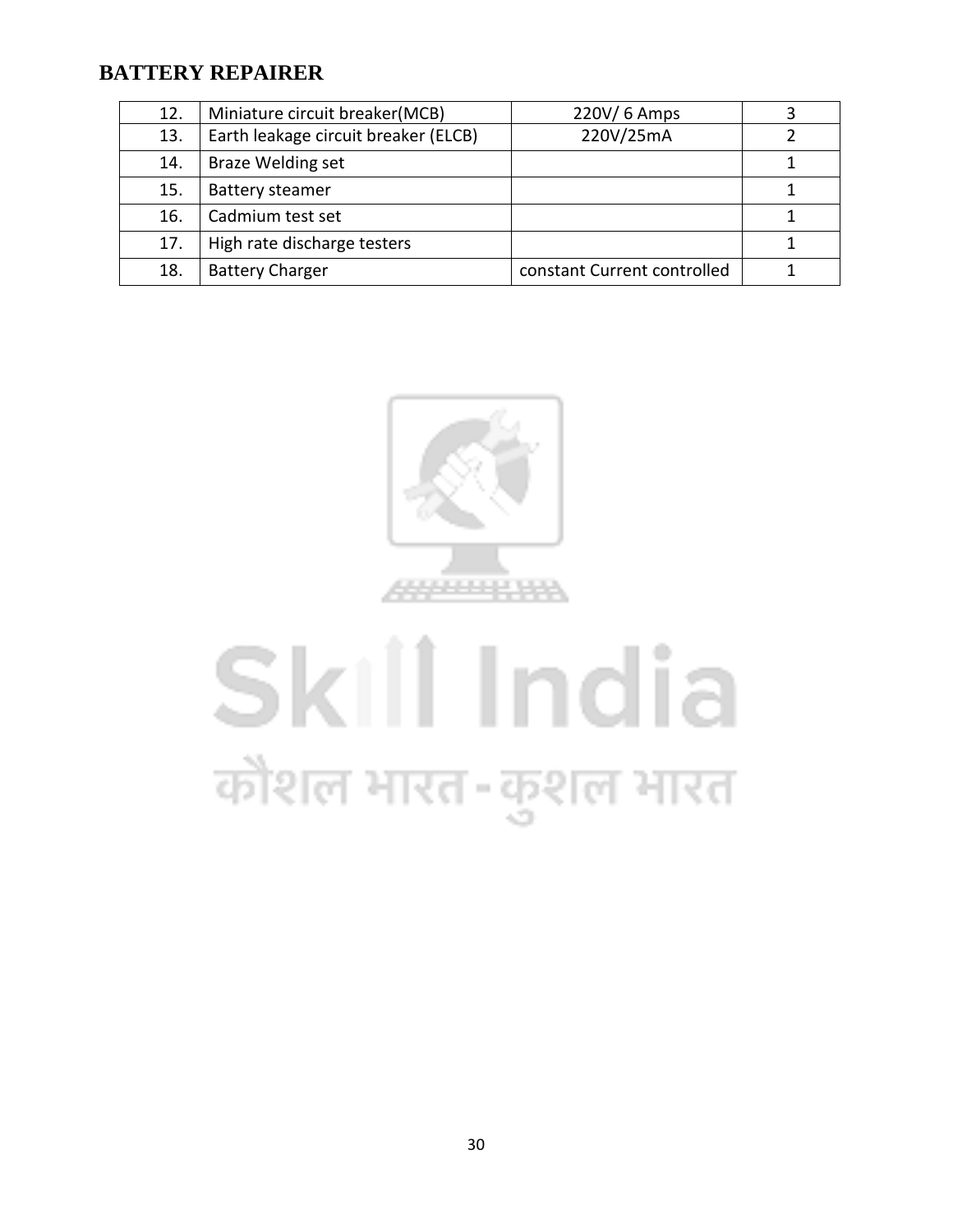# BATTERY REPAIRER

| | | | |
|---|---|---|---|
| 12. | Miniature circuit breaker(MCB) | 220V/ 6 Amps | 3 |
| 13. | Earth leakage circuit breaker (ELCB) | 220V/25mA | 2 |
| 14. | Braze Welding set | | 1 |
| 15. | Battery steamer | | 1 |
| 16. | Cadmium test set | | 1 |
| 17. | High rate discharge testers | | 1 |
| 18. | Battery Charger | constant Current controlled | 1 |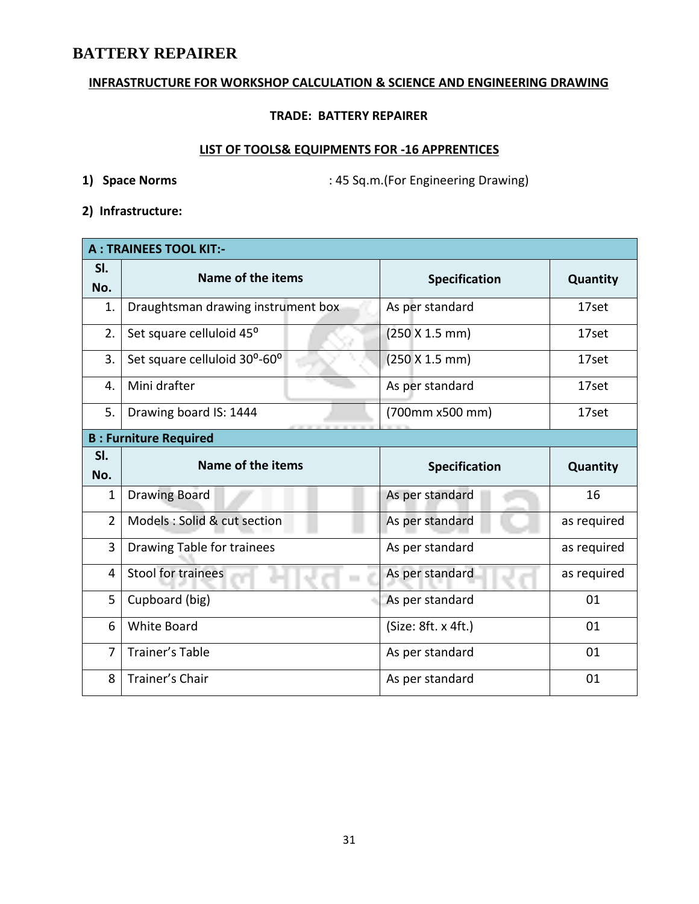# BATTERY REPAIRER

**INFRASTRUCTURE FOR WORKSHOP CALCULATION & SCIENCE AND ENGINEERING DRAWING**

**TRADE: BATTERY REPAIRER**

**LIST OF TOOLS& EQUIPMENTS FOR -16 APPRENTICES**

1) **Space Norms** : 45 Sq.m.(For Engineering Drawing)

2) **Infrastructure:**

| **A : TRAINEES TOOL KIT:-** | | | |
|---|---|---|---|
| **Sl. No.** | **Name of the items** | **Specification** | **Quantity** |
| 1. | Draughtsman drawing instrument box | As per standard | 17set |
| 2. | Set square celluloid 45$^{o}$ | (250 X 1.5 mm) | 17set |
| 3. | Set square celluloid 30$^{o}$-60$^{o}$ | (250 X 1.5 mm) | 17set |
| 4. | Mini drafter | As per standard | 17set |
| 5. | Drawing board IS: 1444 | (700mm x500 mm) | 17set |
| **B : Furniture Required** | | | |
| **Sl. No.** | **Name of the items** | **Specification** | **Quantity** |
| 1 | Drawing Board | As per standard | 16 |
| 2 | Models : Solid & cut section | As per standard | as required |
| 3 | Drawing Table for trainees | As per standard | as required |
| 4 | Stool for trainees | As per standard | as required |
| 5 | Cupboard (big) | As per standard | 01 |
| 6 | White Board | (Size: 8ft. x 4ft.) | 01 |
| 7 | Trainer's Table | As per standard | 01 |
| 8 | Trainer's Chair | As per standard | 01 |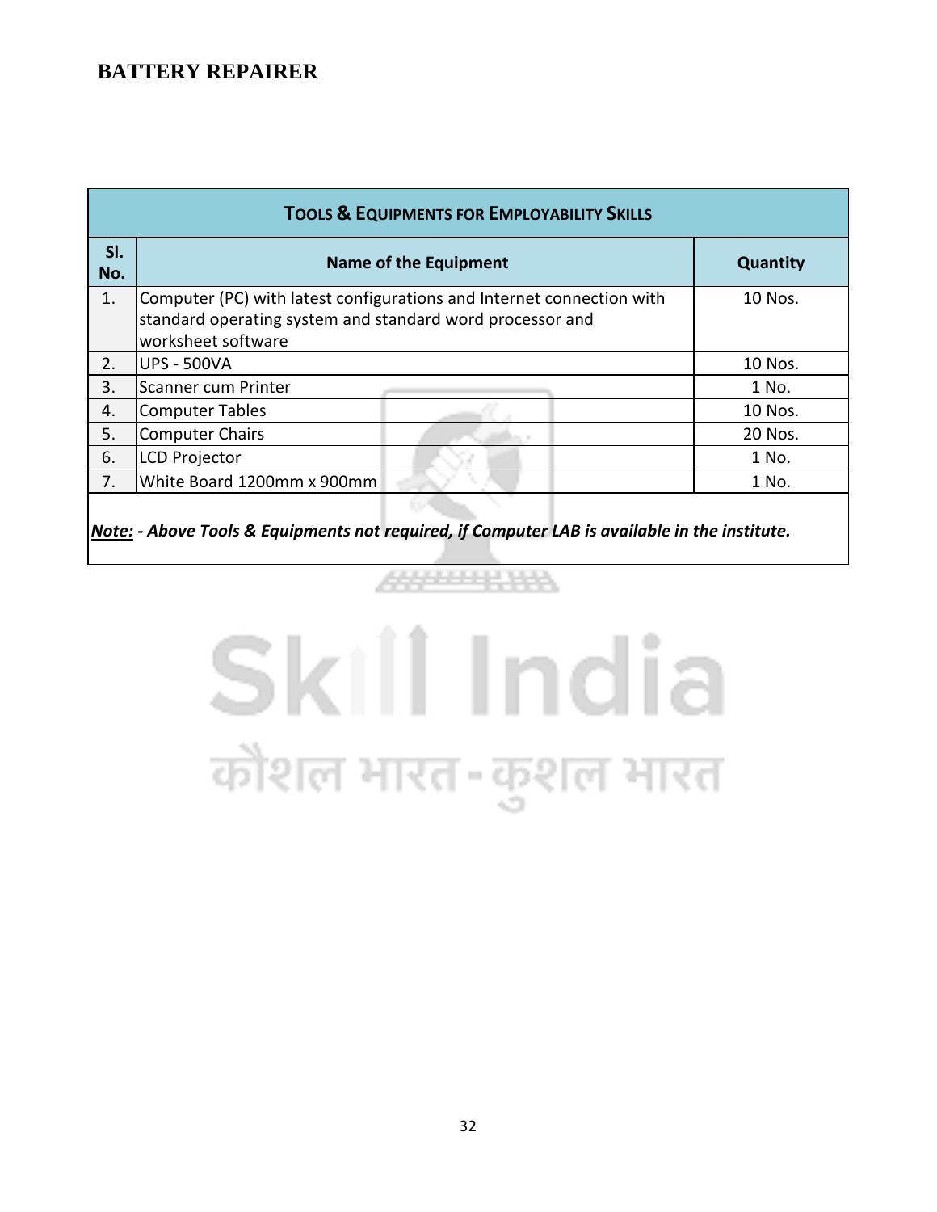**BATTERY REPAIRER**

| TOOLS & EQUIPMENTS FOR EMPLOYABILITY SKILLS | | |
|---|---|---|
| **Sl. No.** | **Name of the Equipment** | **Quantity** |
| 1. | Computer (PC) with latest configurations and Internet connection with standard operating system and standard word processor and worksheet software | 10 Nos. |
| 2. | UPS - 500VA | 10 Nos. |
| 3. | Scanner cum Printer | 1 No. |
| 4. | Computer Tables | 10 Nos. |
| 5. | Computer Chairs | 20 Nos. |
| 6. | LCD Projector | 1 No. |
| 7. | White Board 1200mm x 900mm | 1 No. |

***Note: - Above Tools & Equipments not required, if Computer LAB is available in the institute.***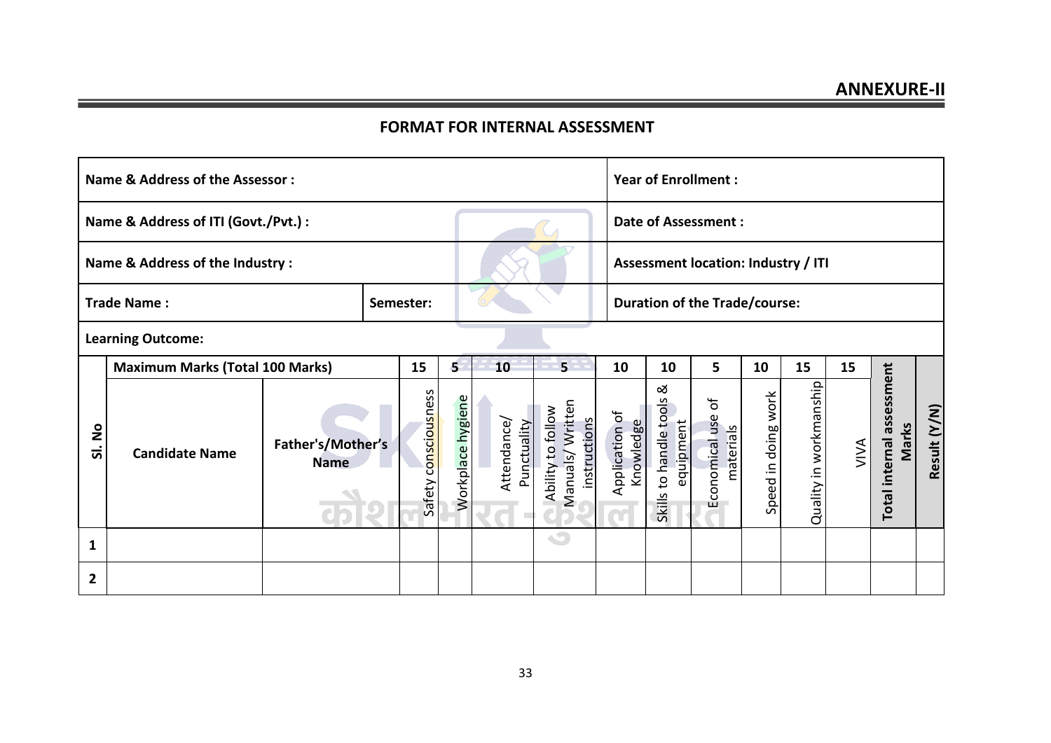**ANNEXURE-II**

## FORMAT FOR INTERNAL ASSESSMENT

| | | | | | | | | | | | | | | | |
|---|---|---|---|---|---|---|---|---|---|---|---|---|---|---|---|
| **Name & Address of the Assessor :** | | | | | | | | **Year of Enrollment :** | | | | | | | |
| **Name & Address of ITI (Govt./Pvt.) :** | | | | | | | | **Date of Assessment :** | | | | | | | |
| **Name & Address of the Industry :** | | | | | | | | **Assessment location: Industry / ITI** | | | | | | | |
| **Trade Name :** | | **Semester:** | | | | | | **Duration of the Trade/course:** | | | | | | | |
| **Learning Outcome:** | | | | | | | | | | | | | | | |
| | **Maximum Marks (Total 100 Marks)** | | 15 | 5 | 10 | 5 | 10 | 10 | 5 | 10 | 15 | 15 | | | |
| **Sl. No** | **Candidate Name** | **Father's/Mother's Name** | Safety consciousness | Workplace hygiene | Attendance/ Punctuality | Ability to follow Manuals/ Written instructions | Application of Knowledge | Skills to handle tools & equipment | Economical use of materials | Speed in doing work | Quality in workmanship | VIVA | **Total internal assessment Marks** | **Result (Y/N)** | |
| **1** | | | | | | | | | | | | | | | |
| **2** | | | | | | | | | | | | | | | |